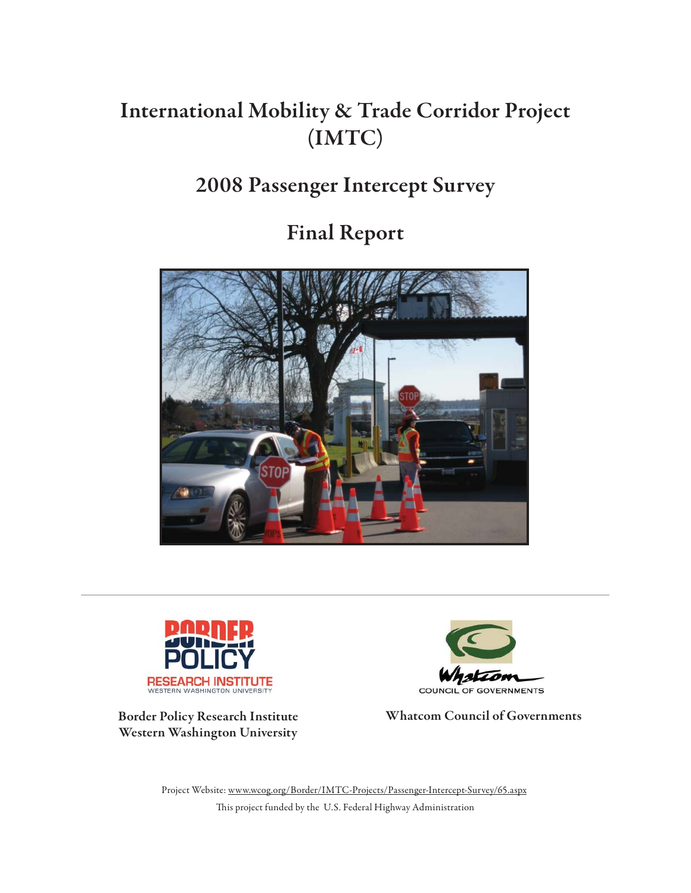# International Mobility & Trade Corridor Project (IMTC)

## 2008 Passenger Intercept Survey

## Final Report

Border Policy Research Institute
Western Washington University

Whatcom Council of Governments

Project Website: www.wcog.org/Border/IMTC-Projects/Passenger-Intercept-Survey/65.aspx

This project funded by the U.S. Federal Highway Administration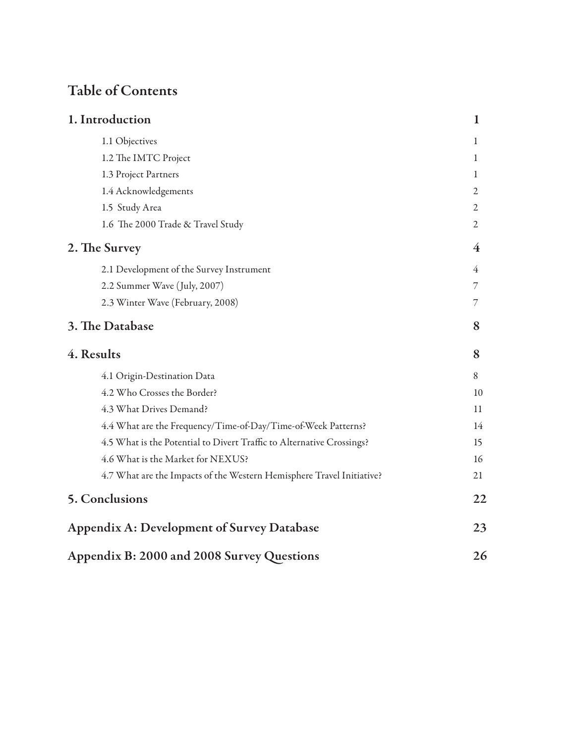# Table of Contents

| | |
|---|---|
| **1. Introduction** | **1** |
| 1.1 Objectives | 1 |
| 1.2 The IMTC Project | 1 |
| 1.3 Project Partners | 1 |
| 1.4 Acknowledgements | 2 |
| 1.5 Study Area | 2 |
| 1.6 The 2000 Trade & Travel Study | 2 |
| **2. The Survey** | **4** |
| 2.1 Development of the Survey Instrument | 4 |
| 2.2 Summer Wave (July, 2007) | 7 |
| 2.3 Winter Wave (February, 2008) | 7 |
| **3. The Database** | **8** |
| **4. Results** | **8** |
| 4.1 Origin-Destination Data | 8 |
| 4.2 Who Crosses the Border? | 10 |
| 4.3 What Drives Demand? | 11 |
| 4.4 What are the Frequency/Time-of-Day/Time-of-Week Patterns? | 14 |
| 4.5 What is the Potential to Divert Traffic to Alternative Crossings? | 15 |
| 4.6 What is the Market for NEXUS? | 16 |
| 4.7 What are the Impacts of the Western Hemisphere Travel Initiative? | 21 |
| **5. Conclusions** | **22** |
| **Appendix A: Development of Survey Database** | **23** |
| **Appendix B: 2000 and 2008 Survey Questions** | **26** |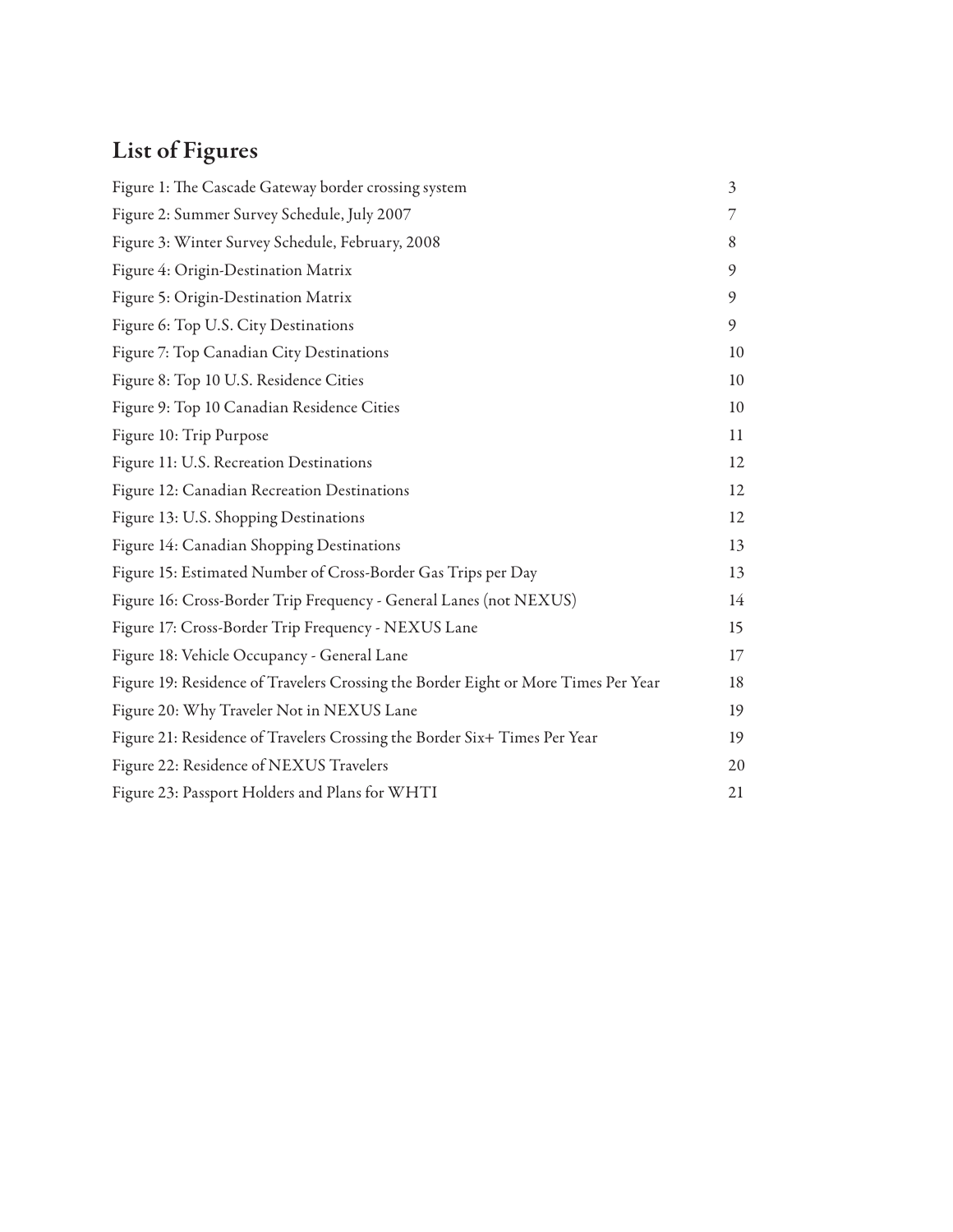## List of Figures

| | |
|---|---|
| Figure 1: The Cascade Gateway border crossing system | 3 |
| Figure 2: Summer Survey Schedule, July 2007 | 7 |
| Figure 3: Winter Survey Schedule, February, 2008 | 8 |
| Figure 4: Origin-Destination Matrix | 9 |
| Figure 5: Origin-Destination Matrix | 9 |
| Figure 6: Top U.S. City Destinations | 9 |
| Figure 7: Top Canadian City Destinations | 10 |
| Figure 8: Top 10 U.S. Residence Cities | 10 |
| Figure 9: Top 10 Canadian Residence Cities | 10 |
| Figure 10: Trip Purpose | 11 |
| Figure 11: U.S. Recreation Destinations | 12 |
| Figure 12: Canadian Recreation Destinations | 12 |
| Figure 13: U.S. Shopping Destinations | 12 |
| Figure 14: Canadian Shopping Destinations | 13 |
| Figure 15: Estimated Number of Cross-Border Gas Trips per Day | 13 |
| Figure 16: Cross-Border Trip Frequency - General Lanes (not NEXUS) | 14 |
| Figure 17: Cross-Border Trip Frequency - NEXUS Lane | 15 |
| Figure 18: Vehicle Occupancy - General Lane | 17 |
| Figure 19: Residence of Travelers Crossing the Border Eight or More Times Per Year | 18 |
| Figure 20: Why Traveler Not in NEXUS Lane | 19 |
| Figure 21: Residence of Travelers Crossing the Border Six+ Times Per Year | 19 |
| Figure 22: Residence of NEXUS Travelers | 20 |
| Figure 23: Passport Holders and Plans for WHTI | 21 |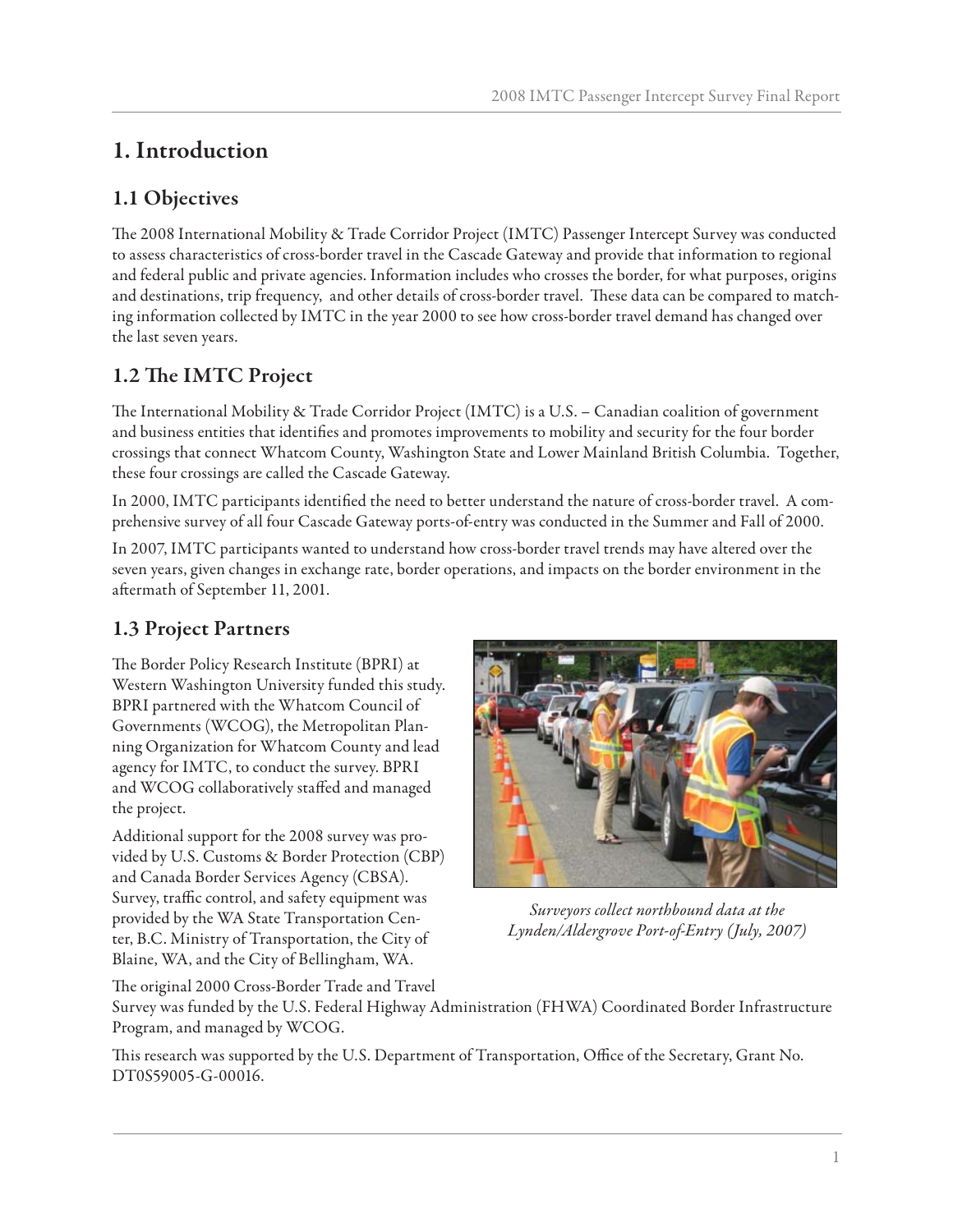# 1. Introduction

## 1.1 Objectives

The 2008 International Mobility & Trade Corridor Project (IMTC) Passenger Intercept Survey was conducted to assess characteristics of cross-border travel in the Cascade Gateway and provide that information to regional and federal public and private agencies. Information includes who crosses the border, for what purposes, origins and destinations, trip frequency, and other details of cross-border travel. These data can be compared to matching information collected by IMTC in the year 2000 to see how cross-border travel demand has changed over the last seven years.

## 1.2 The IMTC Project

The International Mobility & Trade Corridor Project (IMTC) is a U.S. – Canadian coalition of government and business entities that identifies and promotes improvements to mobility and security for the four border crossings that connect Whatcom County, Washington State and Lower Mainland British Columbia. Together, these four crossings are called the Cascade Gateway.

In 2000, IMTC participants identified the need to better understand the nature of cross-border travel. A comprehensive survey of all four Cascade Gateway ports-of-entry was conducted in the Summer and Fall of 2000.

In 2007, IMTC participants wanted to understand how cross-border travel trends may have altered over the seven years, given changes in exchange rate, border operations, and impacts on the border environment in the aftermath of September 11, 2001.

## 1.3 Project Partners

The Border Policy Research Institute (BPRI) at Western Washington University funded this study. BPRI partnered with the Whatcom Council of Governments (WCOG), the Metropolitan Planning Organization for Whatcom County and lead agency for IMTC, to conduct the survey. BPRI and WCOG collaboratively staffed and managed the project.

Additional support for the 2008 survey was provided by U.S. Customs & Border Protection (CBP) and Canada Border Services Agency (CBSA). Survey, traffic control, and safety equipment was provided by the WA State Transportation Center, B.C. Ministry of Transportation, the City of Blaine, WA, and the City of Bellingham, WA.

*Surveyors collect northbound data at the Lynden/Aldergrove Port-of-Entry (July, 2007)*

The original 2000 Cross-Border Trade and Travel Survey was funded by the U.S. Federal Highway Administration (FHWA) Coordinated Border Infrastructure Program, and managed by WCOG.

This research was supported by the U.S. Department of Transportation, Office of the Secretary, Grant No. DT0S59005-G-00016.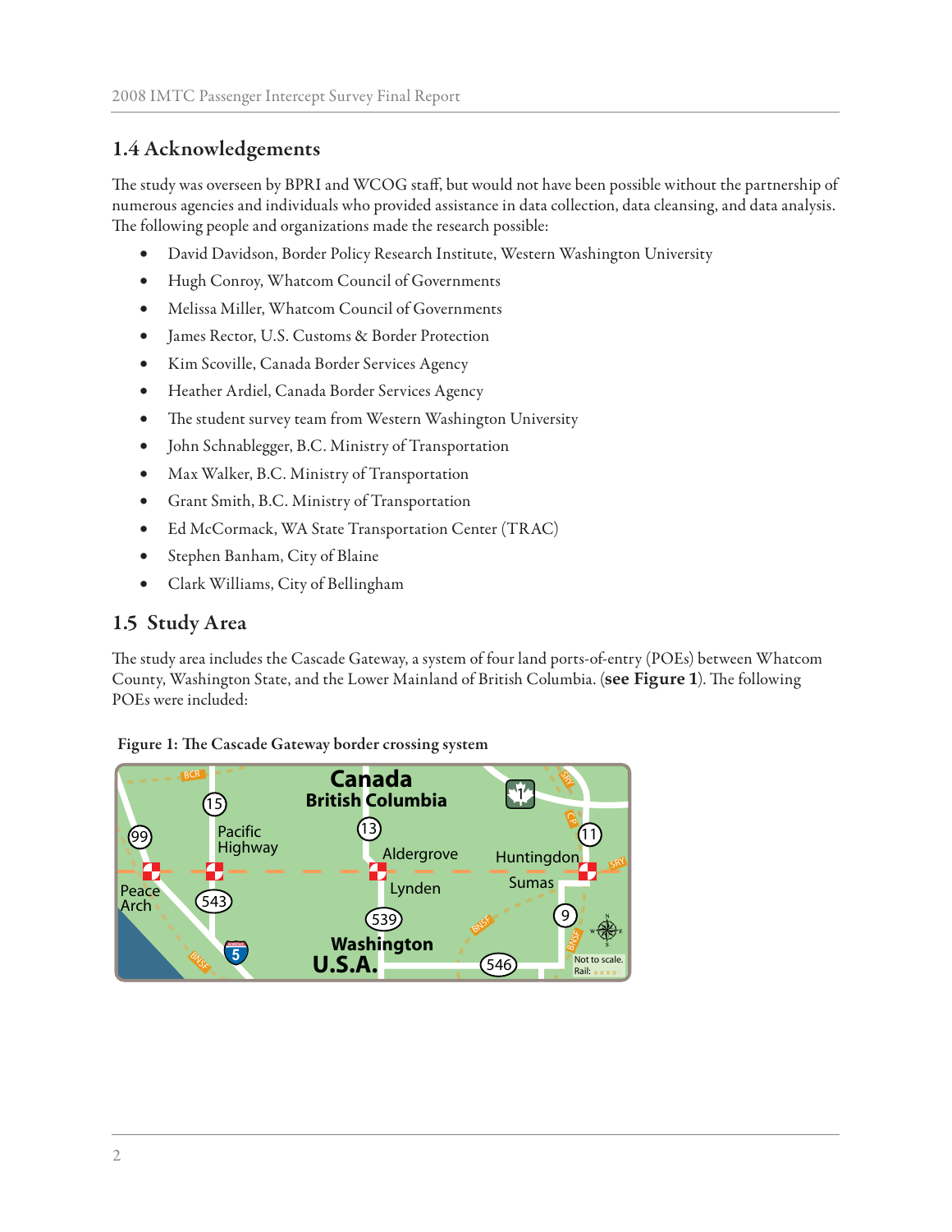## 1.4 Acknowledgements

The study was overseen by BPRI and WCOG staff, but would not have been possible without the partnership of numerous agencies and individuals who provided assistance in data collection, data cleansing, and data analysis. The following people and organizations made the research possible:

- David Davidson, Border Policy Research Institute, Western Washington University
- Hugh Conroy, Whatcom Council of Governments
- Melissa Miller, Whatcom Council of Governments
- James Rector, U.S. Customs & Border Protection
- Kim Scoville, Canada Border Services Agency
- Heather Ardiel, Canada Border Services Agency
- The student survey team from Western Washington University
- John Schnablegger, B.C. Ministry of Transportation
- Max Walker, B.C. Ministry of Transportation
- Grant Smith, B.C. Ministry of Transportation
- Ed McCormack, WA State Transportation Center (TRAC)
- Stephen Banham, City of Blaine
- Clark Williams, City of Bellingham

## 1.5 Study Area

The study area includes the Cascade Gateway, a system of four land ports-of-entry (POEs) between Whatcom County, Washington State, and the Lower Mainland of British Columbia. (**see Figure 1**). The following POEs were included:

**Figure 1: The Cascade Gateway border crossing system**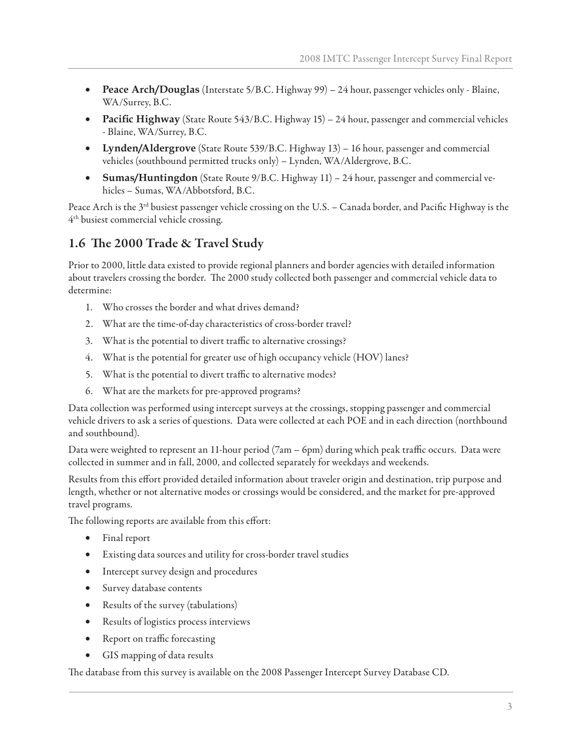- **Peace Arch/Douglas** (Interstate 5/B.C. Highway 99) – 24 hour, passenger vehicles only - Blaine, WA/Surrey, B.C.
- **Pacific Highway** (State Route 543/B.C. Highway 15) – 24 hour, passenger and commercial vehicles - Blaine, WA/Surrey, B.C.
- **Lynden/Aldergrove** (State Route 539/B.C. Highway 13) – 16 hour, passenger and commercial vehicles (southbound permitted trucks only) – Lynden, WA/Aldergrove, B.C.
- **Sumas/Huntingdon** (State Route 9/B.C. Highway 11) – 24 hour, passenger and commercial vehicles – Sumas, WA/Abbotsford, B.C.

Peace Arch is the 3rd busiest passenger vehicle crossing on the U.S. – Canada border, and Pacific Highway is the 4th busiest commercial vehicle crossing.

## 1.6 The 2000 Trade & Travel Study

Prior to 2000, little data existed to provide regional planners and border agencies with detailed information about travelers crossing the border. The 2000 study collected both passenger and commercial vehicle data to determine:

1. Who crosses the border and what drives demand?
2. What are the time-of-day characteristics of cross-border travel?
3. What is the potential to divert traffic to alternative crossings?
4. What is the potential for greater use of high occupancy vehicle (HOV) lanes?
5. What is the potential to divert traffic to alternative modes?
6. What are the markets for pre-approved programs?

Data collection was performed using intercept surveys at the crossings, stopping passenger and commercial vehicle drivers to ask a series of questions. Data were collected at each POE and in each direction (northbound and southbound).

Data were weighted to represent an 11-hour period (7am – 6pm) during which peak traffic occurs. Data were collected in summer and in fall, 2000, and collected separately for weekdays and weekends.

Results from this effort provided detailed information about traveler origin and destination, trip purpose and length, whether or not alternative modes or crossings would be considered, and the market for pre-approved travel programs.

The following reports are available from this effort:

- Final report
- Existing data sources and utility for cross-border travel studies
- Intercept survey design and procedures
- Survey database contents
- Results of the survey (tabulations)
- Results of logistics process interviews
- Report on traffic forecasting
- GIS mapping of data results

The database from this survey is available on the 2008 Passenger Intercept Survey Database CD.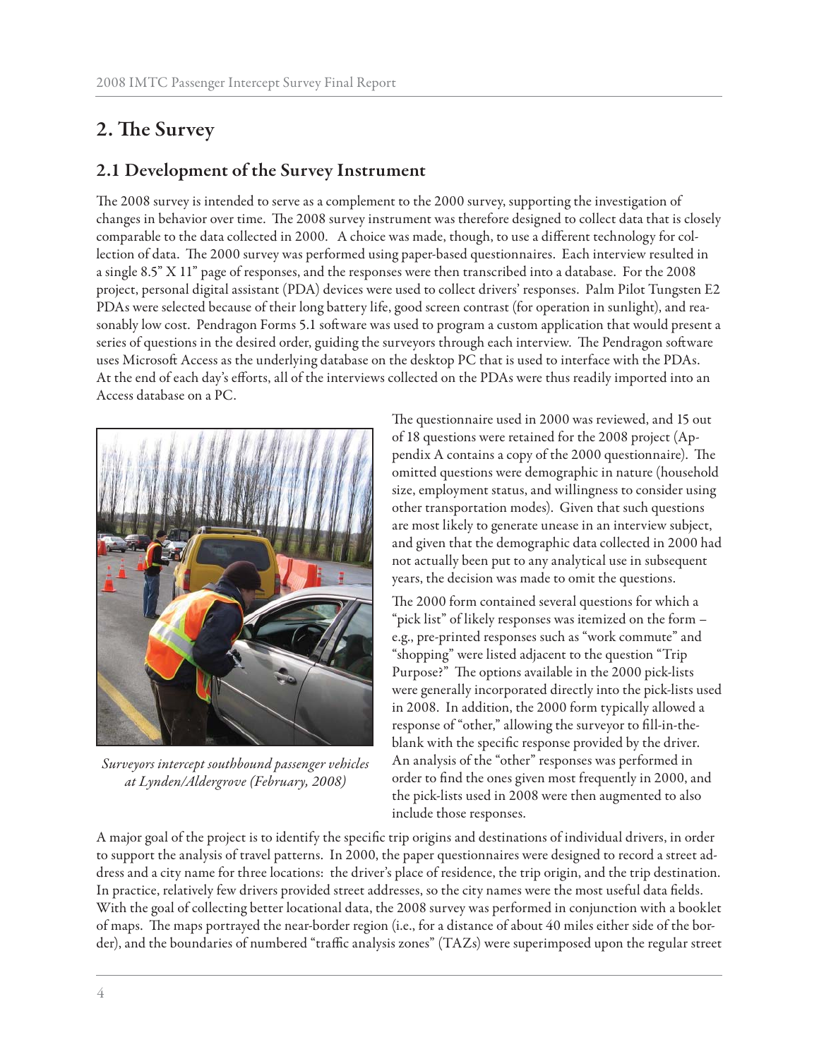# 2. The Survey

## 2.1 Development of the Survey Instrument

The 2008 survey is intended to serve as a complement to the 2000 survey, supporting the investigation of changes in behavior over time. The 2008 survey instrument was therefore designed to collect data that is closely comparable to the data collected in 2000. A choice was made, though, to use a different technology for collection of data. The 2000 survey was performed using paper-based questionnaires. Each interview resulted in a single 8.5" X 11" page of responses, and the responses were then transcribed into a database. For the 2008 project, personal digital assistant (PDA) devices were used to collect drivers' responses. Palm Pilot Tungsten E2 PDAs were selected because of their long battery life, good screen contrast (for operation in sunlight), and reasonably low cost. Pendragon Forms 5.1 software was used to program a custom application that would present a series of questions in the desired order, guiding the surveyors through each interview. The Pendragon software uses Microsoft Access as the underlying database on the desktop PC that is used to interface with the PDAs. At the end of each day's efforts, all of the interviews collected on the PDAs were thus readily imported into an Access database on a PC.

*Surveyors intercept southbound passenger vehicles at Lynden/Aldergrove (February, 2008)*

The questionnaire used in 2000 was reviewed, and 15 out of 18 questions were retained for the 2008 project (Appendix A contains a copy of the 2000 questionnaire). The omitted questions were demographic in nature (household size, employment status, and willingness to consider using other transportation modes). Given that such questions are most likely to generate unease in an interview subject, and given that the demographic data collected in 2000 had not actually been put to any analytical use in subsequent years, the decision was made to omit the questions.

The 2000 form contained several questions for which a "pick list" of likely responses was itemized on the form – e.g., pre-printed responses such as "work commute" and "shopping" were listed adjacent to the question "Trip Purpose?" The options available in the 2000 pick-lists were generally incorporated directly into the pick-lists used in 2008. In addition, the 2000 form typically allowed a response of "other," allowing the surveyor to fill-in-the-blank with the specific response provided by the driver. An analysis of the "other" responses was performed in order to find the ones given most frequently in 2000, and the pick-lists used in 2008 were then augmented to also include those responses.

A major goal of the project is to identify the specific trip origins and destinations of individual drivers, in order to support the analysis of travel patterns. In 2000, the paper questionnaires were designed to record a street address and a city name for three locations: the driver's place of residence, the trip origin, and the trip destination. In practice, relatively few drivers provided street addresses, so the city names were the most useful data fields. With the goal of collecting better locational data, the 2008 survey was performed in conjunction with a booklet of maps. The maps portrayed the near-border region (i.e., for a distance of about 40 miles either side of the border), and the boundaries of numbered "traffic analysis zones" (TAZs) were superimposed upon the regular street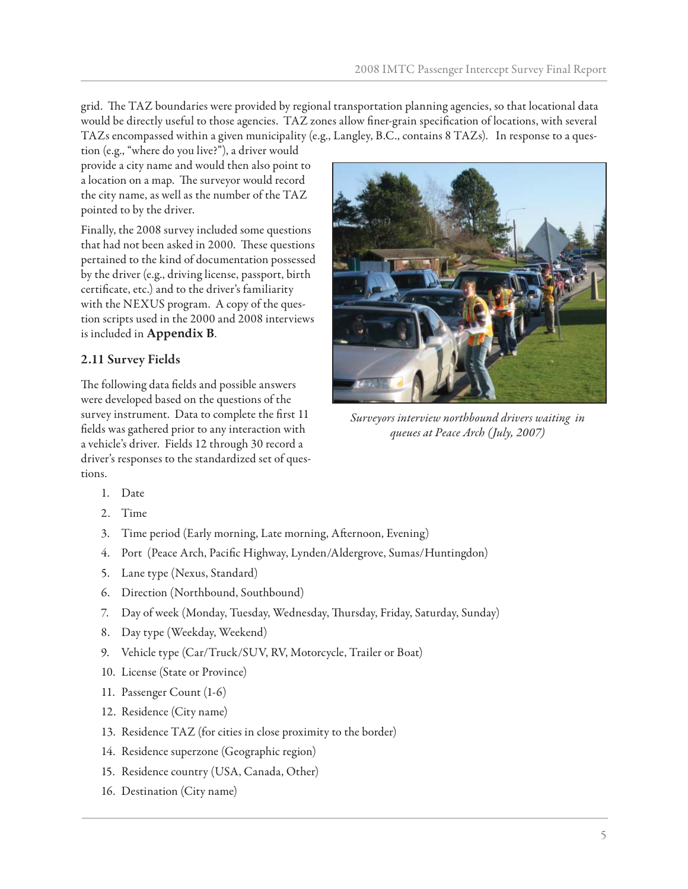grid. The TAZ boundaries were provided by regional transportation planning agencies, so that locational data would be directly useful to those agencies. TAZ zones allow finer-grain specification of locations, with several TAZs encompassed within a given municipality (e.g., Langley, B.C., contains 8 TAZs). In response to a question (e.g., "where do you live?"), a driver would provide a city name and would then also point to a location on a map. The surveyor would record the city name, as well as the number of the TAZ pointed to by the driver.

Finally, the 2008 survey included some questions that had not been asked in 2000. These questions pertained to the kind of documentation possessed by the driver (e.g., driving license, passport, birth certificate, etc.) and to the driver's familiarity with the NEXUS program. A copy of the question scripts used in the 2000 and 2008 interviews is included in **Appendix B**.

*Surveyors interview northbound drivers waiting in queues at Peace Arch (July, 2007)*

### 2.11 Survey Fields

The following data fields and possible answers were developed based on the questions of the survey instrument. Data to complete the first 11 fields was gathered prior to any interaction with a vehicle's driver. Fields 12 through 30 record a driver's responses to the standardized set of questions.

1. Date
2. Time
3. Time period (Early morning, Late morning, Afternoon, Evening)
4. Port (Peace Arch, Pacific Highway, Lynden/Aldergrove, Sumas/Huntingdon)
5. Lane type (Nexus, Standard)
6. Direction (Northbound, Southbound)
7. Day of week (Monday, Tuesday, Wednesday, Thursday, Friday, Saturday, Sunday)
8. Day type (Weekday, Weekend)
9. Vehicle type (Car/Truck/SUV, RV, Motorcycle, Trailer or Boat)
10. License (State or Province)
11. Passenger Count (1-6)
12. Residence (City name)
13. Residence TAZ (for cities in close proximity to the border)
14. Residence superzone (Geographic region)
15. Residence country (USA, Canada, Other)
16. Destination (City name)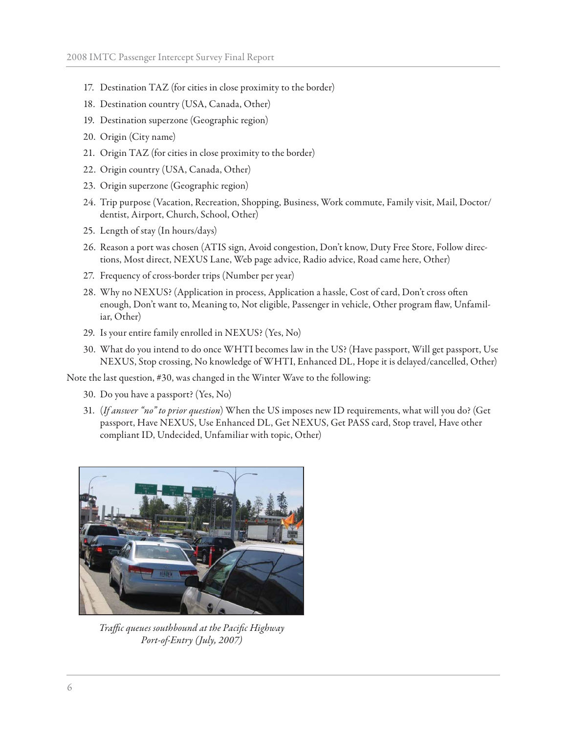17. Destination TAZ (for cities in close proximity to the border)
18. Destination country (USA, Canada, Other)
19. Destination superzone (Geographic region)
20. Origin (City name)
21. Origin TAZ (for cities in close proximity to the border)
22. Origin country (USA, Canada, Other)
23. Origin superzone (Geographic region)
24. Trip purpose (Vacation, Recreation, Shopping, Business, Work commute, Family visit, Mail, Doctor/dentist, Airport, Church, School, Other)
25. Length of stay (In hours/days)
26. Reason a port was chosen (ATIS sign, Avoid congestion, Don't know, Duty Free Store, Follow directions, Most direct, NEXUS Lane, Web page advice, Radio advice, Road came here, Other)
27. Frequency of cross-border trips (Number per year)
28. Why no NEXUS? (Application in process, Application a hassle, Cost of card, Don't cross often enough, Don't want to, Meaning to, Not eligible, Passenger in vehicle, Other program flaw, Unfamiliar, Other)
29. Is your entire family enrolled in NEXUS? (Yes, No)
30. What do you intend to do once WHTI becomes law in the US? (Have passport, Will get passport, Use NEXUS, Stop crossing, No knowledge of WHTI, Enhanced DL, Hope it is delayed/cancelled, Other)

Note the last question, #30, was changed in the Winter Wave to the following:

30. Do you have a passport? (Yes, No)
31. (*If answer "no" to prior question*) When the US imposes new ID requirements, what will you do? (Get passport, Have NEXUS, Use Enhanced DL, Get NEXUS, Get PASS card, Stop travel, Have other compliant ID, Undecided, Unfamiliar with topic, Other)

*Traffic queues southbound at the Pacific Highway Port-of-Entry (July, 2007)*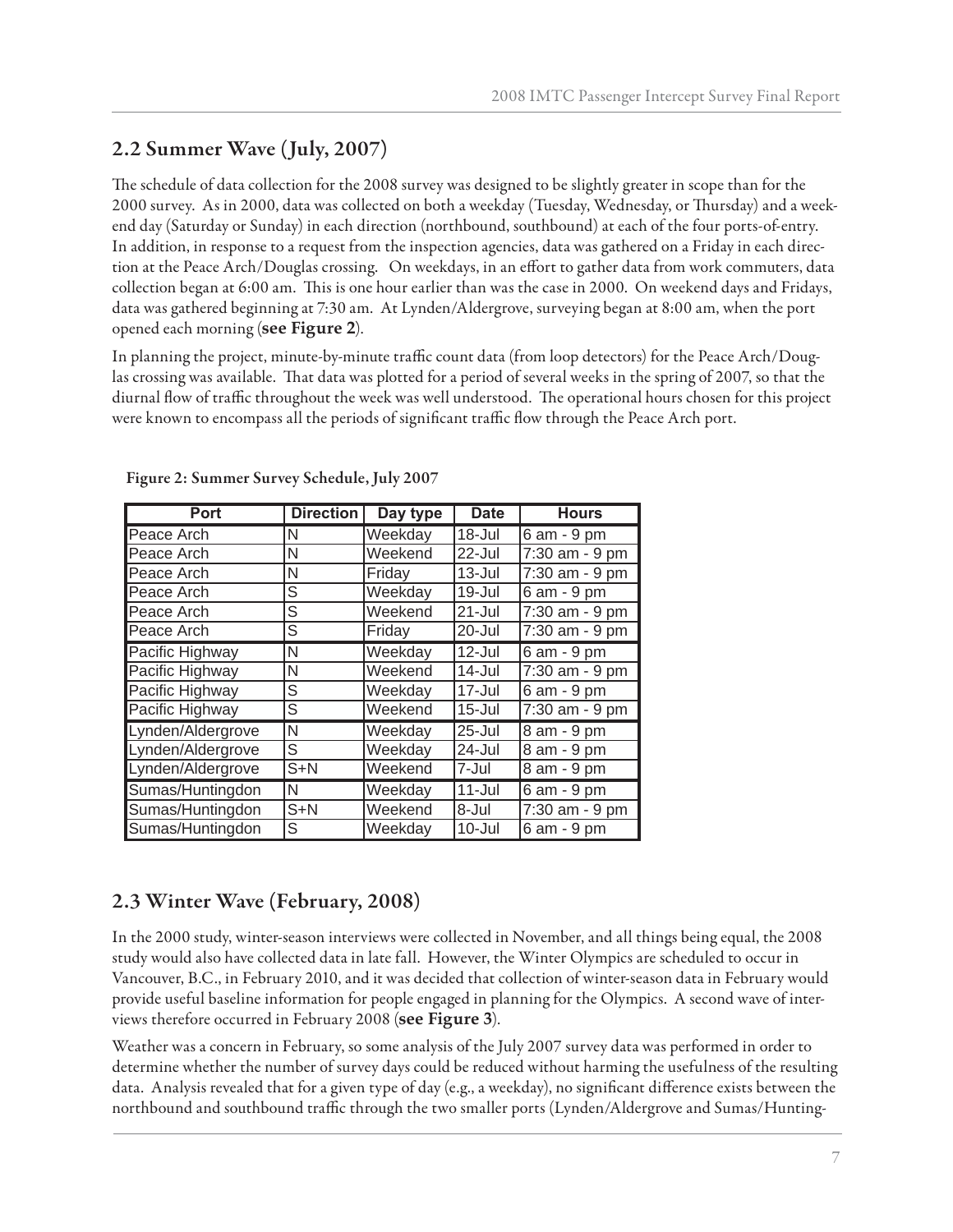## 2.2 Summer Wave (July, 2007)

The schedule of data collection for the 2008 survey was designed to be slightly greater in scope than for the 2000 survey. As in 2000, data was collected on both a weekday (Tuesday, Wednesday, or Thursday) and a weekend day (Saturday or Sunday) in each direction (northbound, southbound) at each of the four ports-of-entry. In addition, in response to a request from the inspection agencies, data was gathered on a Friday in each direction at the Peace Arch/Douglas crossing. On weekdays, in an effort to gather data from work commuters, data collection began at 6:00 am. This is one hour earlier than was the case in 2000. On weekend days and Fridays, data was gathered beginning at 7:30 am. At Lynden/Aldergrove, surveying began at 8:00 am, when the port opened each morning (**see Figure 2**).

In planning the project, minute-by-minute traffic count data (from loop detectors) for the Peace Arch/Douglas crossing was available. That data was plotted for a period of several weeks in the spring of 2007, so that the diurnal flow of traffic throughout the week was well understood. The operational hours chosen for this project were known to encompass all the periods of significant traffic flow through the Peace Arch port.

Figure 2: Summer Survey Schedule, July 2007

| Port | Direction | Day type | Date | Hours |
|---|---|---|---|---|
| Peace Arch | N | Weekday | 18-Jul | 6 am - 9 pm |
| Peace Arch | N | Weekend | 22-Jul | 7:30 am - 9 pm |
| Peace Arch | N | Friday | 13-Jul | 7:30 am - 9 pm |
| Peace Arch | S | Weekday | 19-Jul | 6 am - 9 pm |
| Peace Arch | S | Weekend | 21-Jul | 7:30 am - 9 pm |
| Peace Arch | S | Friday | 20-Jul | 7:30 am - 9 pm |
| Pacific Highway | N | Weekday | 12-Jul | 6 am - 9 pm |
| Pacific Highway | N | Weekend | 14-Jul | 7:30 am - 9 pm |
| Pacific Highway | S | Weekday | 17-Jul | 6 am - 9 pm |
| Pacific Highway | S | Weekend | 15-Jul | 7:30 am - 9 pm |
| Lynden/Aldergrove | N | Weekday | 25-Jul | 8 am - 9 pm |
| Lynden/Aldergrove | S | Weekday | 24-Jul | 8 am - 9 pm |
| Lynden/Aldergrove | S+N | Weekend | 7-Jul | 8 am - 9 pm |
| Sumas/Huntingdon | N | Weekday | 11-Jul | 6 am - 9 pm |
| Sumas/Huntingdon | S+N | Weekend | 8-Jul | 7:30 am - 9 pm |
| Sumas/Huntingdon | S | Weekday | 10-Jul | 6 am - 9 pm |

## 2.3 Winter Wave (February, 2008)

In the 2000 study, winter-season interviews were collected in November, and all things being equal, the 2008 study would also have collected data in late fall. However, the Winter Olympics are scheduled to occur in Vancouver, B.C., in February 2010, and it was decided that collection of winter-season data in February would provide useful baseline information for people engaged in planning for the Olympics. A second wave of interviews therefore occurred in February 2008 (**see Figure 3**).

Weather was a concern in February, so some analysis of the July 2007 survey data was performed in order to determine whether the number of survey days could be reduced without harming the usefulness of the resulting data. Analysis revealed that for a given type of day (e.g., a weekday), no significant difference exists between the northbound and southbound traffic through the two smaller ports (Lynden/Aldergrove and Sumas/Hunting-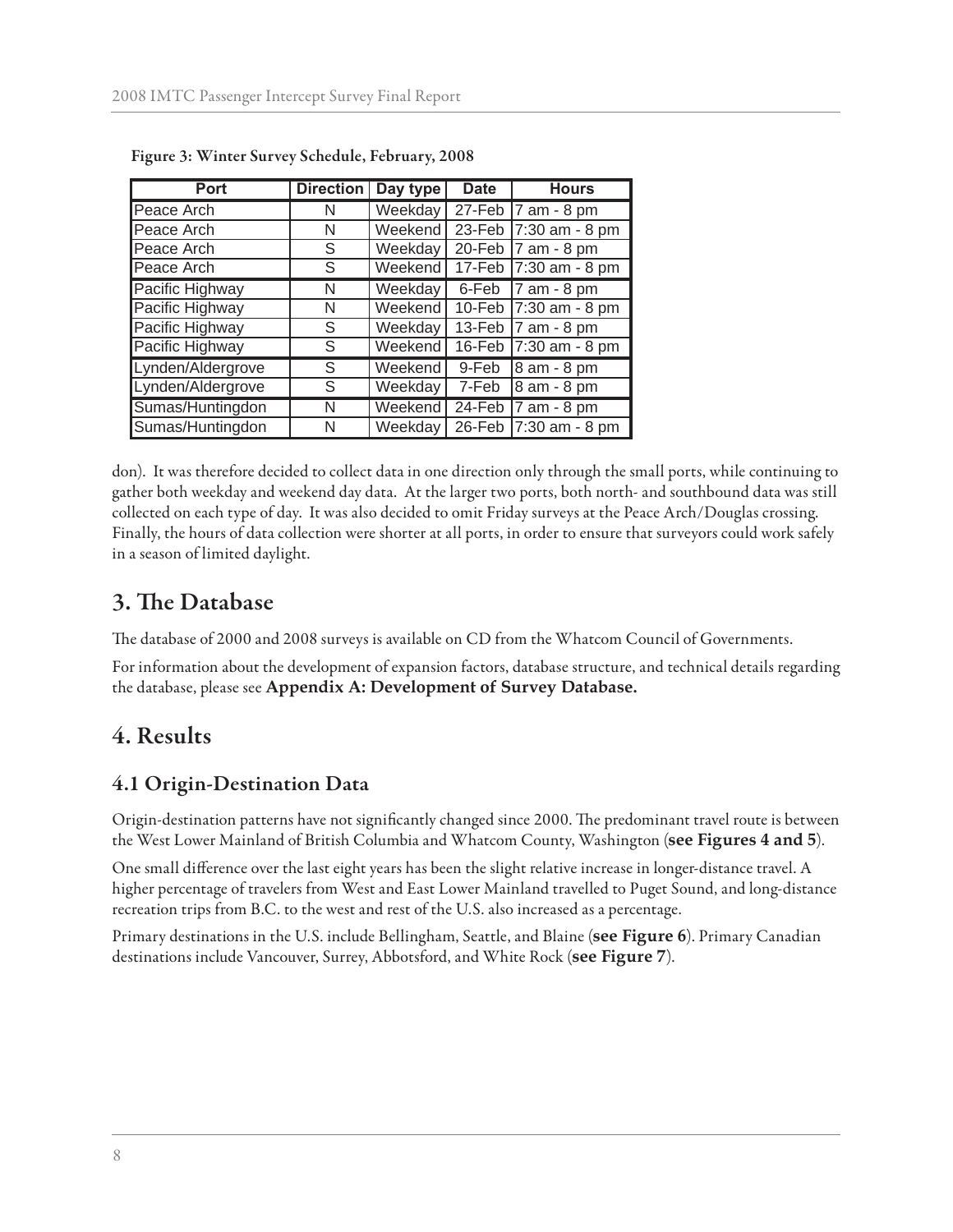**Figure 3: Winter Survey Schedule, February, 2008**

| Port | Direction | Day type | Date | Hours |
|---|---|---|---|---|
| Peace Arch | N | Weekday | 27-Feb | 7 am - 8 pm |
| Peace Arch | N | Weekend | 23-Feb | 7:30 am - 8 pm |
| Peace Arch | S | Weekday | 20-Feb | 7 am - 8 pm |
| Peace Arch | S | Weekend | 17-Feb | 7:30 am - 8 pm |
| Pacific Highway | N | Weekday | 6-Feb | 7 am - 8 pm |
| Pacific Highway | N | Weekend | 10-Feb | 7:30 am - 8 pm |
| Pacific Highway | S | Weekday | 13-Feb | 7 am - 8 pm |
| Pacific Highway | S | Weekend | 16-Feb | 7:30 am - 8 pm |
| Lynden/Aldergrove | S | Weekend | 9-Feb | 8 am - 8 pm |
| Lynden/Aldergrove | S | Weekday | 7-Feb | 8 am - 8 pm |
| Sumas/Huntingdon | N | Weekend | 24-Feb | 7 am - 8 pm |
| Sumas/Huntingdon | N | Weekday | 26-Feb | 7:30 am - 8 pm |

don). It was therefore decided to collect data in one direction only through the small ports, while continuing to gather both weekday and weekend day data. At the larger two ports, both north- and southbound data was still collected on each type of day. It was also decided to omit Friday surveys at the Peace Arch/Douglas crossing. Finally, the hours of data collection were shorter at all ports, in order to ensure that surveyors could work safely in a season of limited daylight.

## 3. The Database

The database of 2000 and 2008 surveys is available on CD from the Whatcom Council of Governments.

For information about the development of expansion factors, database structure, and technical details regarding the database, please see **Appendix A: Development of Survey Database.**

## 4. Results

### 4.1 Origin-Destination Data

Origin-destination patterns have not significantly changed since 2000. The predominant travel route is between the West Lower Mainland of British Columbia and Whatcom County, Washington (**see Figures 4 and 5**).

One small difference over the last eight years has been the slight relative increase in longer-distance travel. A higher percentage of travelers from West and East Lower Mainland travelled to Puget Sound, and long-distance recreation trips from B.C. to the west and rest of the U.S. also increased as a percentage.

Primary destinations in the U.S. include Bellingham, Seattle, and Blaine (**see Figure 6**). Primary Canadian destinations include Vancouver, Surrey, Abbotsford, and White Rock (**see Figure 7**).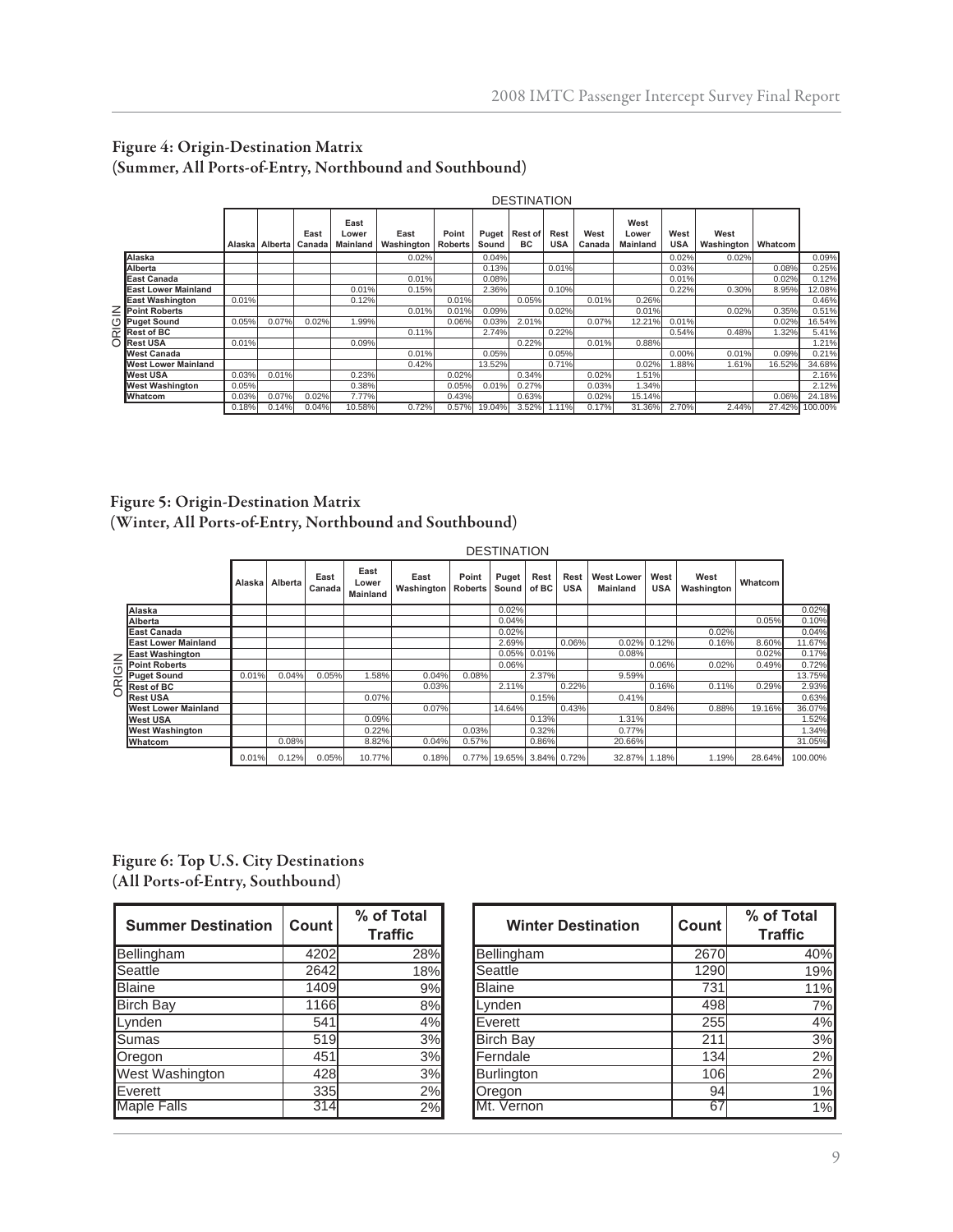## Figure 4: Origin-Destination Matrix (Summer, All Ports-of-Entry, Northbound and Southbound)

| ORIGIN \ DESTINATION | Alaska | Alberta | East Canada | East Lower Mainland | East Washington | Point Roberts | Puget Sound | Rest of BC | Rest USA | West Canada | West Lower Mainland | West USA | West Washington | Whatcom | |
|---|---|---|---|---|---|---|---|---|---|---|---|---|---|---|---|
| Alaska | | | | | 0.02% | | 0.04% | | | | | 0.02% | 0.02% | | 0.09% |
| Alberta | | | | | | | 0.13% | | 0.01% | | | 0.03% | | 0.08% | 0.25% |
| East Canada | | | | | 0.01% | | 0.08% | | | | | 0.01% | | 0.02% | 0.12% |
| East Lower Mainland | | | | 0.01% | 0.15% | | 2.36% | | 0.10% | | | 0.22% | 0.30% | 8.95% | 12.08% |
| East Washington | 0.01% | | | 0.12% | | 0.01% | | 0.05% | | 0.01% | 0.26% | | | | 0.46% |
| Point Roberts | | | | | 0.01% | 0.01% | 0.09% | | 0.02% | | 0.01% | | 0.02% | 0.35% | 0.51% |
| Puget Sound | 0.05% | 0.07% | 0.02% | 1.99% | | 0.06% | 0.03% | 2.01% | | 0.07% | 12.21% | 0.01% | | 0.02% | 16.54% |
| Rest of BC | | | | | 0.11% | | 2.74% | | 0.22% | | | 0.54% | 0.48% | 1.32% | 5.41% |
| Rest USA | 0.01% | | | 0.09% | | | | 0.22% | | 0.01% | 0.88% | | | | 1.21% |
| West Canada | | | | | 0.01% | | 0.05% | | 0.05% | | | 0.00% | 0.01% | 0.09% | 0.21% |
| West Lower Mainland | | | | | 0.42% | | 13.52% | | 0.71% | | 0.02% | 1.88% | 1.61% | 16.52% | 34.68% |
| West USA | 0.03% | 0.01% | | 0.23% | | 0.02% | | 0.34% | | 0.02% | 1.51% | | | | 2.16% |
| West Washington | 0.05% | | | 0.38% | | 0.05% | 0.01% | 0.27% | | 0.03% | 1.34% | | | | 2.12% |
| Whatcom | 0.03% | 0.07% | 0.02% | 7.77% | | 0.43% | | 0.63% | | 0.02% | 15.14% | | | 0.06% | 24.18% |
| | 0.18% | 0.14% | 0.04% | 10.58% | 0.72% | 0.57% | 19.04% | 3.52% | 1.11% | 0.17% | 31.36% | 2.70% | 2.44% | 27.42% | 100.00% |

## Figure 5: Origin-Destination Matrix (Winter, All Ports-of-Entry, Northbound and Southbound)

| ORIGIN \ DESTINATION | Alaska | Alberta | East Canada | East Lower Mainland | East Washington | Point Roberts | Puget Sound | Rest of BC | Rest USA | West Lower Mainland | West USA | West Washington | Whatcom | |
|---|---|---|---|---|---|---|---|---|---|---|---|---|---|---|
| Alaska | | | | | | | 0.02% | | | | | | | 0.02% |
| Alberta | | | | | | | 0.04% | | | | | | 0.05% | 0.10% |
| East Canada | | | | | | | 0.02% | | | | | 0.02% | | 0.04% |
| East Lower Mainland | | | | | | | 2.69% | | 0.06% | 0.02% | 0.12% | 0.16% | 8.60% | 11.67% |
| East Washington | | | | | | | 0.05% | 0.01% | | 0.08% | | | 0.02% | 0.17% |
| Point Roberts | | | | | | | 0.06% | | | | 0.06% | 0.02% | 0.49% | 0.72% |
| Puget Sound | 0.01% | 0.04% | 0.05% | 1.58% | 0.04% | 0.08% | | 2.37% | | 9.59% | | | | 13.75% |
| Rest of BC | | | | | 0.03% | | 2.11% | | 0.22% | | 0.16% | 0.11% | 0.29% | 2.93% |
| Rest USA | | | | 0.07% | | | | 0.15% | | 0.41% | | | | 0.63% |
| West Lower Mainland | | | | | 0.07% | | 14.64% | | 0.43% | | 0.84% | 0.88% | 19.16% | 36.07% |
| West USA | | | | 0.09% | | | | 0.13% | | 1.31% | | | | 1.52% |
| West Washington | | | | 0.22% | | 0.03% | | 0.32% | | 0.77% | | | | 1.34% |
| Whatcom | | 0.08% | | 8.82% | 0.04% | 0.57% | | 0.86% | | 20.66% | | | | 31.05% |
| | 0.01% | 0.12% | 0.05% | 10.77% | 0.18% | 0.77% | 19.65% | 3.84% | 0.72% | 32.87% | 1.18% | 1.19% | 28.64% | 100.00% |

## Figure 6: Top U.S. City Destinations (All Ports-of-Entry, Southbound)

| Summer Destination | Count | % of Total Traffic |
|---|---|---|
| Bellingham | 4202 | 28% |
| Seattle | 2642 | 18% |
| Blaine | 1409 | 9% |
| Birch Bay | 1166 | 8% |
| Lynden | 541 | 4% |
| Sumas | 519 | 3% |
| Oregon | 451 | 3% |
| West Washington | 428 | 3% |
| Everett | 335 | 2% |
| Maple Falls | 314 | 2% |

| Winter Destination | Count | % of Total Traffic |
|---|---|---|
| Bellingham | 2670 | 40% |
| Seattle | 1290 | 19% |
| Blaine | 731 | 11% |
| Lynden | 498 | 7% |
| Everett | 255 | 4% |
| Birch Bay | 211 | 3% |
| Ferndale | 134 | 2% |
| Burlington | 106 | 2% |
| Oregon | 94 | 1% |
| Mt. Vernon | 67 | 1% |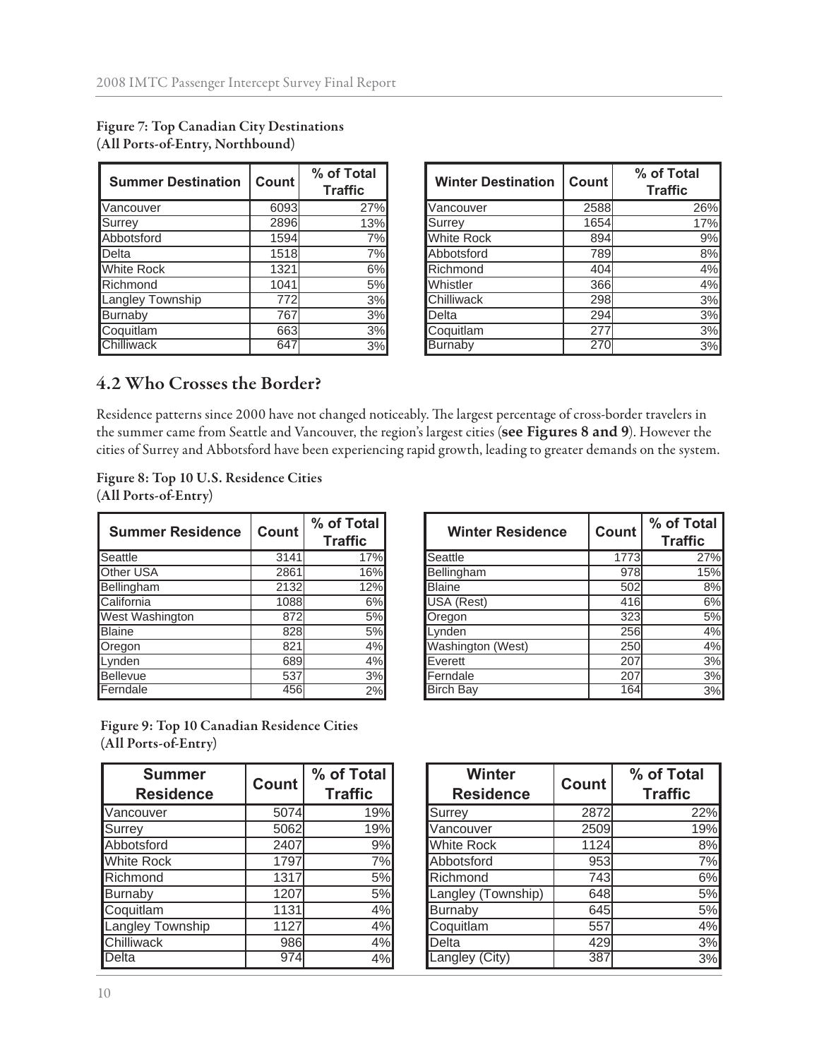**Figure 7: Top Canadian City Destinations (All Ports-of-Entry, Northbound)**

| Summer Destination | Count | % of Total Traffic |
|---|---|---|
| Vancouver | 6093 | 27% |
| Surrey | 2896 | 13% |
| Abbotsford | 1594 | 7% |
| Delta | 1518 | 7% |
| White Rock | 1321 | 6% |
| Richmond | 1041 | 5% |
| Langley Township | 772 | 3% |
| Burnaby | 767 | 3% |
| Coquitlam | 663 | 3% |
| Chilliwack | 647 | 3% |

| Winter Destination | Count | % of Total Traffic |
|---|---|---|
| Vancouver | 2588 | 26% |
| Surrey | 1654 | 17% |
| White Rock | 894 | 9% |
| Abbotsford | 789 | 8% |
| Richmond | 404 | 4% |
| Whistler | 366 | 4% |
| Chilliwack | 298 | 3% |
| Delta | 294 | 3% |
| Coquitlam | 277 | 3% |
| Burnaby | 270 | 3% |

## 4.2 Who Crosses the Border?

Residence patterns since 2000 have not changed noticeably. The largest percentage of cross-border travelers in the summer came from Seattle and Vancouver, the region's largest cities (**see Figures 8 and 9**). However the cities of Surrey and Abbotsford have been experiencing rapid growth, leading to greater demands on the system.

**Figure 8: Top 10 U.S. Residence Cities (All Ports-of-Entry)**

| Summer Residence | Count | % of Total Traffic |
|---|---|---|
| Seattle | 3141 | 17% |
| Other USA | 2861 | 16% |
| Bellingham | 2132 | 12% |
| California | 1088 | 6% |
| West Washington | 872 | 5% |
| Blaine | 828 | 5% |
| Oregon | 821 | 4% |
| Lynden | 689 | 4% |
| Bellevue | 537 | 3% |
| Ferndale | 456 | 2% |

| Winter Residence | Count | % of Total Traffic |
|---|---|---|
| Seattle | 1773 | 27% |
| Bellingham | 978 | 15% |
| Blaine | 502 | 8% |
| USA (Rest) | 416 | 6% |
| Oregon | 323 | 5% |
| Lynden | 256 | 4% |
| Washington (West) | 250 | 4% |
| Everett | 207 | 3% |
| Ferndale | 207 | 3% |
| Birch Bay | 164 | 3% |

**Figure 9: Top 10 Canadian Residence Cities (All Ports-of-Entry)**

| Summer Residence | Count | % of Total Traffic |
|---|---|---|
| Vancouver | 5074 | 19% |
| Surrey | 5062 | 19% |
| Abbotsford | 2407 | 9% |
| White Rock | 1797 | 7% |
| Richmond | 1317 | 5% |
| Burnaby | 1207 | 5% |
| Coquitlam | 1131 | 4% |
| Langley Township | 1127 | 4% |
| Chilliwack | 986 | 4% |
| Delta | 974 | 4% |

| Winter Residence | Count | % of Total Traffic |
|---|---|---|
| Surrey | 2872 | 22% |
| Vancouver | 2509 | 19% |
| White Rock | 1124 | 8% |
| Abbotsford | 953 | 7% |
| Richmond | 743 | 6% |
| Langley (Township) | 648 | 5% |
| Burnaby | 645 | 5% |
| Coquitlam | 557 | 4% |
| Delta | 429 | 3% |
| Langley (City) | 387 | 3% |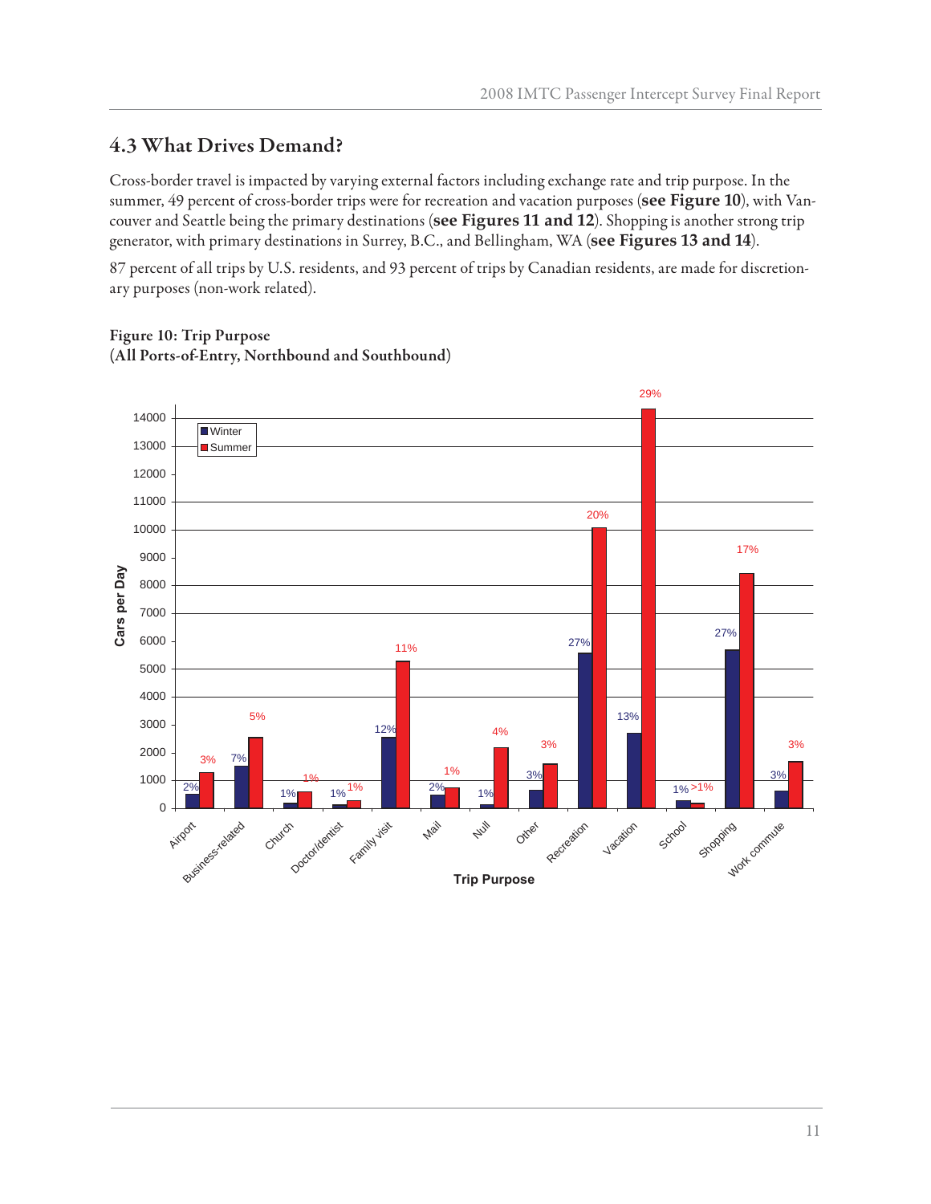## 4.3 What Drives Demand?

Cross-border travel is impacted by varying external factors including exchange rate and trip purpose. In the summer, 49 percent of cross-border trips were for recreation and vacation purposes (**see Figure 10**), with Vancouver and Seattle being the primary destinations (**see Figures 11 and 12**). Shopping is another strong trip generator, with primary destinations in Surrey, B.C., and Bellingham, WA (**see Figures 13 and 14**).

87 percent of all trips by U.S. residents, and 93 percent of trips by Canadian residents, are made for discretionary purposes (non-work related).

**Figure 10: Trip Purpose**
**(All Ports-of-Entry, Northbound and Southbound)**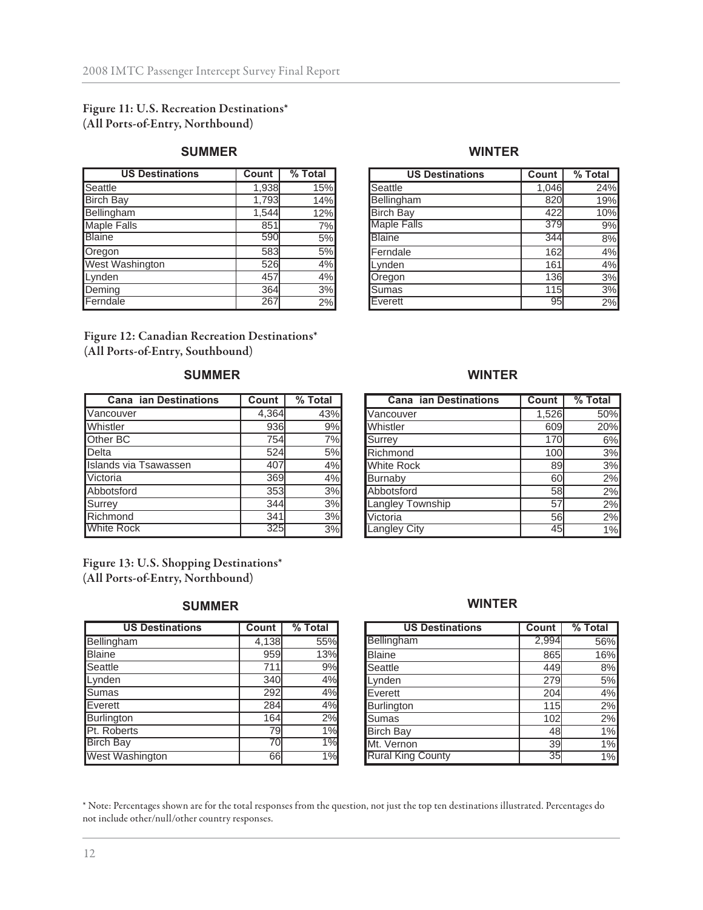**Figure 11: U.S. Recreation Destinations***
**(All Ports-of-Entry, Northbound)**

**SUMMER**

| US Destinations | Count | % Total |
|---|---|---|
| Seattle | 1,938 | 15% |
| Birch Bay | 1,793 | 14% |
| Bellingham | 1,544 | 12% |
| Maple Falls | 851 | 7% |
| Blaine | 590 | 5% |
| Oregon | 583 | 5% |
| West Washington | 526 | 4% |
| Lynden | 457 | 4% |
| Deming | 364 | 3% |
| Ferndale | 267 | 2% |

**WINTER**

| US Destinations | Count | % Total |
|---|---|---|
| Seattle | 1,046 | 24% |
| Bellingham | 820 | 19% |
| Birch Bay | 422 | 10% |
| Maple Falls | 379 | 9% |
| Blaine | 344 | 8% |
| Ferndale | 162 | 4% |
| Lynden | 161 | 4% |
| Oregon | 136 | 3% |
| Sumas | 115 | 3% |
| Everett | 95 | 2% |

**Figure 12: Canadian Recreation Destinations***
**(All Ports-of-Entry, Southbound)**

**SUMMER**

| Cana ian Destinations | Count | % Total |
|---|---|---|
| Vancouver | 4,364 | 43% |
| Whistler | 936 | 9% |
| Other BC | 754 | 7% |
| Delta | 524 | 5% |
| Islands via Tsawassen | 407 | 4% |
| Victoria | 369 | 4% |
| Abbotsford | 353 | 3% |
| Surrey | 344 | 3% |
| Richmond | 341 | 3% |
| White Rock | 325 | 3% |

**WINTER**

| Cana ian Destinations | Count | % Total |
|---|---|---|
| Vancouver | 1,526 | 50% |
| Whistler | 609 | 20% |
| Surrey | 170 | 6% |
| Richmond | 100 | 3% |
| White Rock | 89 | 3% |
| Burnaby | 60 | 2% |
| Abbotsford | 58 | 2% |
| Langley Township | 57 | 2% |
| Victoria | 56 | 2% |
| Langley City | 45 | 1% |

**Figure 13: U.S. Shopping Destinations***
**(All Ports-of-Entry, Northbound)**

**SUMMER**

| US Destinations | Count | % Total |
|---|---|---|
| Bellingham | 4,138 | 55% |
| Blaine | 959 | 13% |
| Seattle | 711 | 9% |
| Lynden | 340 | 4% |
| Sumas | 292 | 4% |
| Everett | 284 | 4% |
| Burlington | 164 | 2% |
| Pt. Roberts | 79 | 1% |
| Birch Bay | 70 | 1% |
| West Washington | 66 | 1% |

**WINTER**

| US Destinations | Count | % Total |
|---|---|---|
| Bellingham | 2,994 | 56% |
| Blaine | 865 | 16% |
| Seattle | 449 | 8% |
| Lynden | 279 | 5% |
| Everett | 204 | 4% |
| Burlington | 115 | 2% |
| Sumas | 102 | 2% |
| Birch Bay | 48 | 1% |
| Mt. Vernon | 39 | 1% |
| Rural King County | 35 | 1% |

* Note: Percentages shown are for the total responses from the question, not just the top ten destinations illustrated. Percentages do not include other/null/other country responses.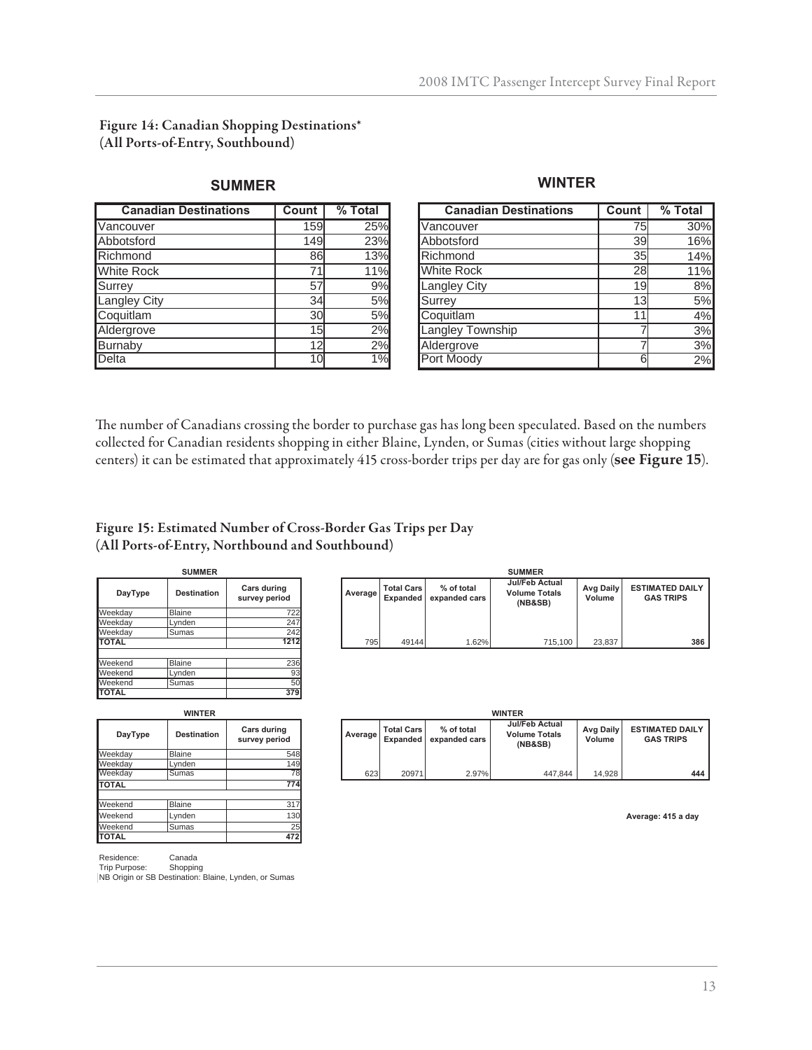### Figure 14: Canadian Shopping Destinations* (All Ports-of-Entry, Southbound)

**SUMMER**

| Canadian Destinations | Count | % Total |
|---|---|---|
| Vancouver | 159 | 25% |
| Abbotsford | 149 | 23% |
| Richmond | 86 | 13% |
| White Rock | 71 | 11% |
| Surrey | 57 | 9% |
| Langley City | 34 | 5% |
| Coquitlam | 30 | 5% |
| Aldergrove | 15 | 2% |
| Burnaby | 12 | 2% |
| Delta | 10 | 1% |

**WINTER**

| Canadian Destinations | Count | % Total |
|---|---|---|
| Vancouver | 75 | 30% |
| Abbotsford | 39 | 16% |
| Richmond | 35 | 14% |
| White Rock | 28 | 11% |
| Langley City | 19 | 8% |
| Surrey | 13 | 5% |
| Coquitlam | 11 | 4% |
| Langley Township | 7 | 3% |
| Aldergrove | 7 | 3% |
| Port Moody | 6 | 2% |

The number of Canadians crossing the border to purchase gas has long been speculated. Based on the numbers collected for Canadian residents shopping in either Blaine, Lynden, or Sumas (cities without large shopping centers) it can be estimated that approximately 415 cross-border trips per day are for gas only (**see Figure 15**).

### Figure 15: Estimated Number of Cross-Border Gas Trips per Day (All Ports-of-Entry, Northbound and Southbound)

**SUMMER**

| DayType | Destination | Cars during survey period |
|---|---|---|
| Weekday | Blaine | 722 |
| Weekday | Lynden | 247 |
| Weekday | Sumas | 242 |
| **TOTAL** | | **1212** |
| Weekend | Blaine | 236 |
| Weekend | Lynden | 93 |
| Weekend | Sumas | 50 |
| **TOTAL** | | **379** |

**SUMMER**

| Average | Total Cars Expanded | % of total expanded cars | Jul/Feb Actual Volume Totals (NB&SB) | Avg Daily Volume | ESTIMATED DAILY GAS TRIPS |
|---|---|---|---|---|---|
| 795 | 49144 | 1.62% | 715,100 | 23,837 | **386** |

**WINTER**

| DayType | Destination | Cars during survey period |
|---|---|---|
| Weekday | Blaine | 548 |
| Weekday | Lynden | 149 |
| Weekday | Sumas | 78 |
| **TOTAL** | | **774** |
| Weekend | Blaine | 317 |
| Weekend | Lynden | 130 |
| Weekend | Sumas | 25 |
| **TOTAL** | | **472** |

**WINTER**

| Average | Total Cars Expanded | % of total expanded cars | Jul/Feb Actual Volume Totals (NB&SB) | Avg Daily Volume | ESTIMATED DAILY GAS TRIPS |
|---|---|---|---|---|---|
| 623 | 20971 | 2.97% | 447,844 | 14,928 | **444** |

**Average: 415 a day**

Residence: Canada
Trip Purpose: Shopping
NB Origin or SB Destination: Blaine, Lynden, or Sumas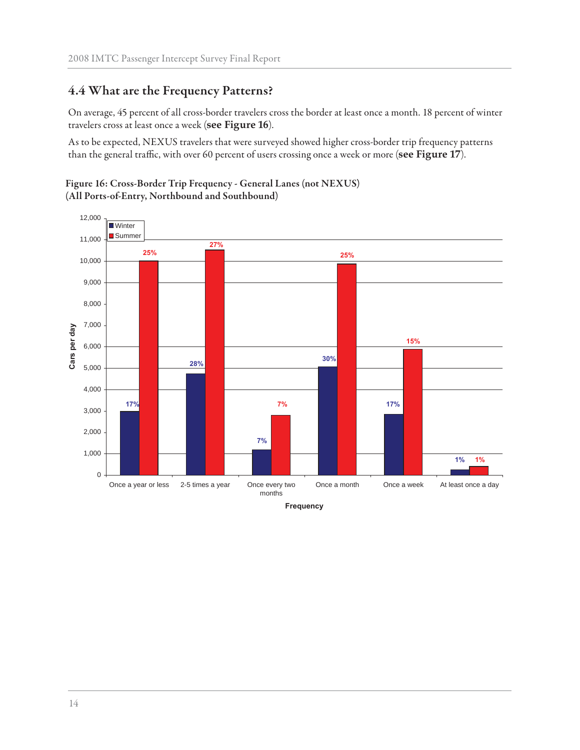## 4.4 What are the Frequency Patterns?

On average, 45 percent of all cross-border travelers cross the border at least once a month. 18 percent of winter travelers cross at least once a week (**see Figure 16**).

As to be expected, NEXUS travelers that were surveyed showed higher cross-border trip frequency patterns than the general traffic, with over 60 percent of users crossing once a week or more (**see Figure 17**).

**Figure 16: Cross-Border Trip Frequency - General Lanes (not NEXUS) (All Ports-of-Entry, Northbound and Southbound)**

| Frequency | Winter | Summer |
|---|---|---|
| Once a year or less | 17% | 25% |
| 2-5 times a year | 28% | 27% |
| Once every two months | 7% | 7% |
| Once a month | 30% | 25% |
| Once a week | 17% | 15% |
| At least once a day | 1% | 1% |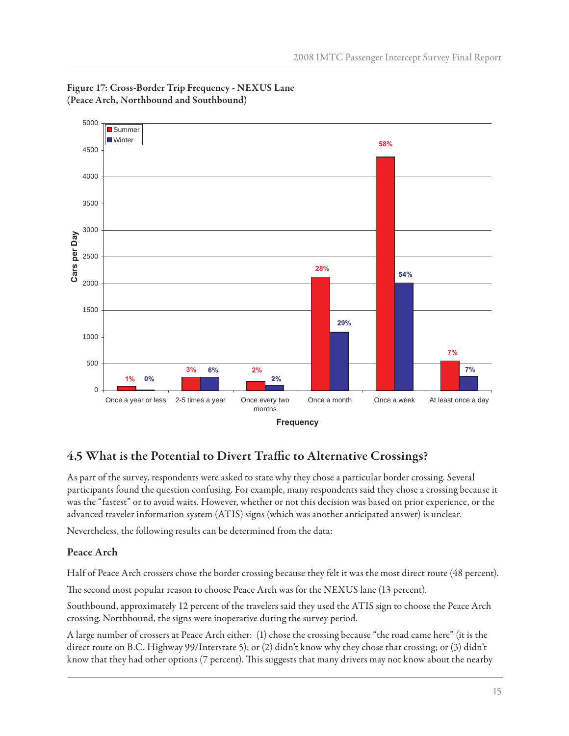**Figure 17: Cross-Border Trip Frequency - NEXUS Lane (Peace Arch, Northbound and Southbound)**

| Frequency | Summer | Winter |
|---|---|---|
| Once a year or less | 1% | 0% |
| 2-5 times a year | 3% | 6% |
| Once every two months | 2% | 2% |
| Once a month | 28% | 29% |
| Once a week | 58% | 54% |
| At least once a day | 7% | 7% |

## 4.5 What is the Potential to Divert Traffic to Alternative Crossings?

As part of the survey, respondents were asked to state why they chose a particular border crossing. Several participants found the question confusing. For example, many respondents said they chose a crossing because it was the "fastest" or to avoid waits. However, whether or not this decision was based on prior experience, or the advanced traveler information system (ATIS) signs (which was another anticipated answer) is unclear.

Nevertheless, the following results can be determined from the data:

### Peace Arch

Half of Peace Arch crossers chose the border crossing because they felt it was the most direct route (48 percent).

The second most popular reason to choose Peace Arch was for the NEXUS lane (13 percent).

Southbound, approximately 12 percent of the travelers said they used the ATIS sign to choose the Peace Arch crossing. Northbound, the signs were inoperative during the survey period.

A large number of crossers at Peace Arch either: (1) chose the crossing because "the road came here" (it is the direct route on B.C. Highway 99/Interstate 5); or (2) didn't know why they chose that crossing; or (3) didn't know that they had other options (7 percent). This suggests that many drivers may not know about the nearby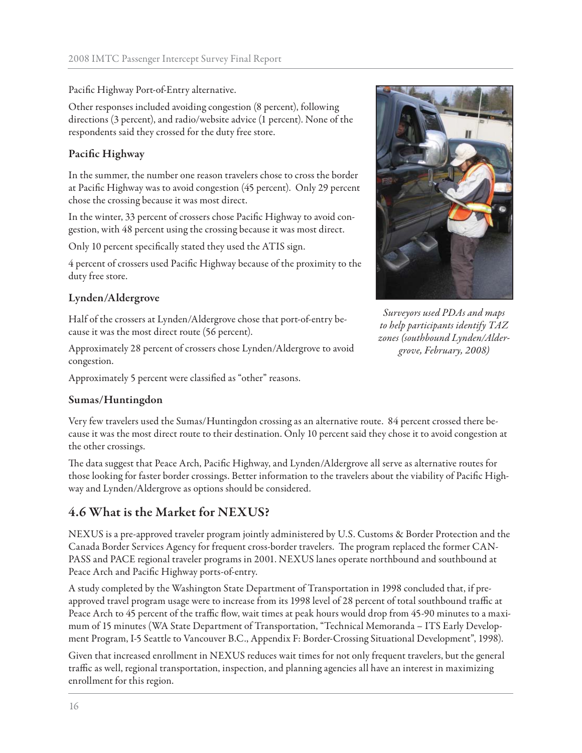Pacific Highway Port-of-Entry alternative.

Other responses included avoiding congestion (8 percent), following directions (3 percent), and radio/website advice (1 percent). None of the respondents said they crossed for the duty free store.

### Pacific Highway

In the summer, the number one reason travelers chose to cross the border at Pacific Highway was to avoid congestion (45 percent). Only 29 percent chose the crossing because it was most direct.

In the winter, 33 percent of crossers chose Pacific Highway to avoid congestion, with 48 percent using the crossing because it was most direct.

Only 10 percent specifically stated they used the ATIS sign.

4 percent of crossers used Pacific Highway because of the proximity to the duty free store.

*Surveyors used PDAs and maps to help participants identify TAZ zones (southbound Lynden/Aldergrove, February, 2008)*

### Lynden/Aldergrove

Half of the crossers at Lynden/Aldergrove chose that port-of-entry because it was the most direct route (56 percent).

Approximately 28 percent of crossers chose Lynden/Aldergrove to avoid congestion.

Approximately 5 percent were classified as "other" reasons.

### Sumas/Huntingdon

Very few travelers used the Sumas/Huntingdon crossing as an alternative route. 84 percent crossed there because it was the most direct route to their destination. Only 10 percent said they chose it to avoid congestion at the other crossings.

The data suggest that Peace Arch, Pacific Highway, and Lynden/Aldergrove all serve as alternative routes for those looking for faster border crossings. Better information to the travelers about the viability of Pacific Highway and Lynden/Aldergrove as options should be considered.

## 4.6 What is the Market for NEXUS?

NEXUS is a pre-approved traveler program jointly administered by U.S. Customs & Border Protection and the Canada Border Services Agency for frequent cross-border travelers. The program replaced the former CANPASS and PACE regional traveler programs in 2001. NEXUS lanes operate northbound and southbound at Peace Arch and Pacific Highway ports-of-entry.

A study completed by the Washington State Department of Transportation in 1998 concluded that, if pre-approved travel program usage were to increase from its 1998 level of 28 percent of total southbound traffic at Peace Arch to 45 percent of the traffic flow, wait times at peak hours would drop from 45-90 minutes to a maximum of 15 minutes (WA State Department of Transportation, "Technical Memoranda – ITS Early Development Program, I-5 Seattle to Vancouver B.C., Appendix F: Border-Crossing Situational Development", 1998).

Given that increased enrollment in NEXUS reduces wait times for not only frequent travelers, but the general traffic as well, regional transportation, inspection, and planning agencies all have an interest in maximizing enrollment for this region.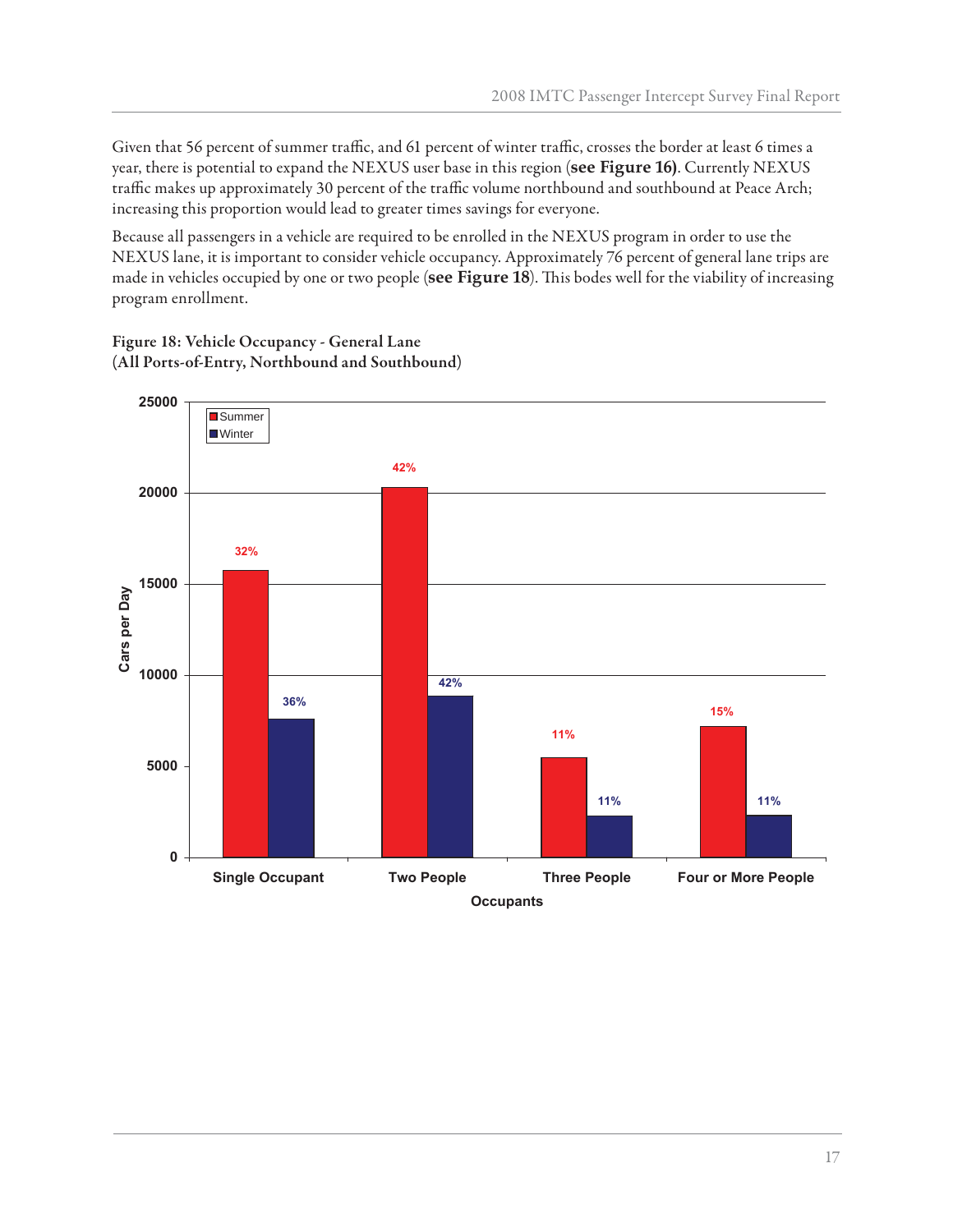Given that 56 percent of summer traffic, and 61 percent of winter traffic, crosses the border at least 6 times a year, there is potential to expand the NEXUS user base in this region (**see Figure 16)**. Currently NEXUS traffic makes up approximately 30 percent of the traffic volume northbound and southbound at Peace Arch; increasing this proportion would lead to greater times savings for everyone.

Because all passengers in a vehicle are required to be enrolled in the NEXUS program in order to use the NEXUS lane, it is important to consider vehicle occupancy. Approximately 76 percent of general lane trips are made in vehicles occupied by one or two people (**see Figure 18**). This bodes well for the viability of increasing program enrollment.

**Figure 18: Vehicle Occupancy - General Lane (All Ports-of-Entry, Northbound and Southbound)**

| Occupants | Summer | Winter |
| --- | --- | --- |
| Single Occupant | 32% | 36% |
| Two People | 42% | 42% |
| Three People | 11% | 11% |
| Four or More People | 15% | 11% |

Cars per Day (y-axis: 0–25000); Occupants (x-axis)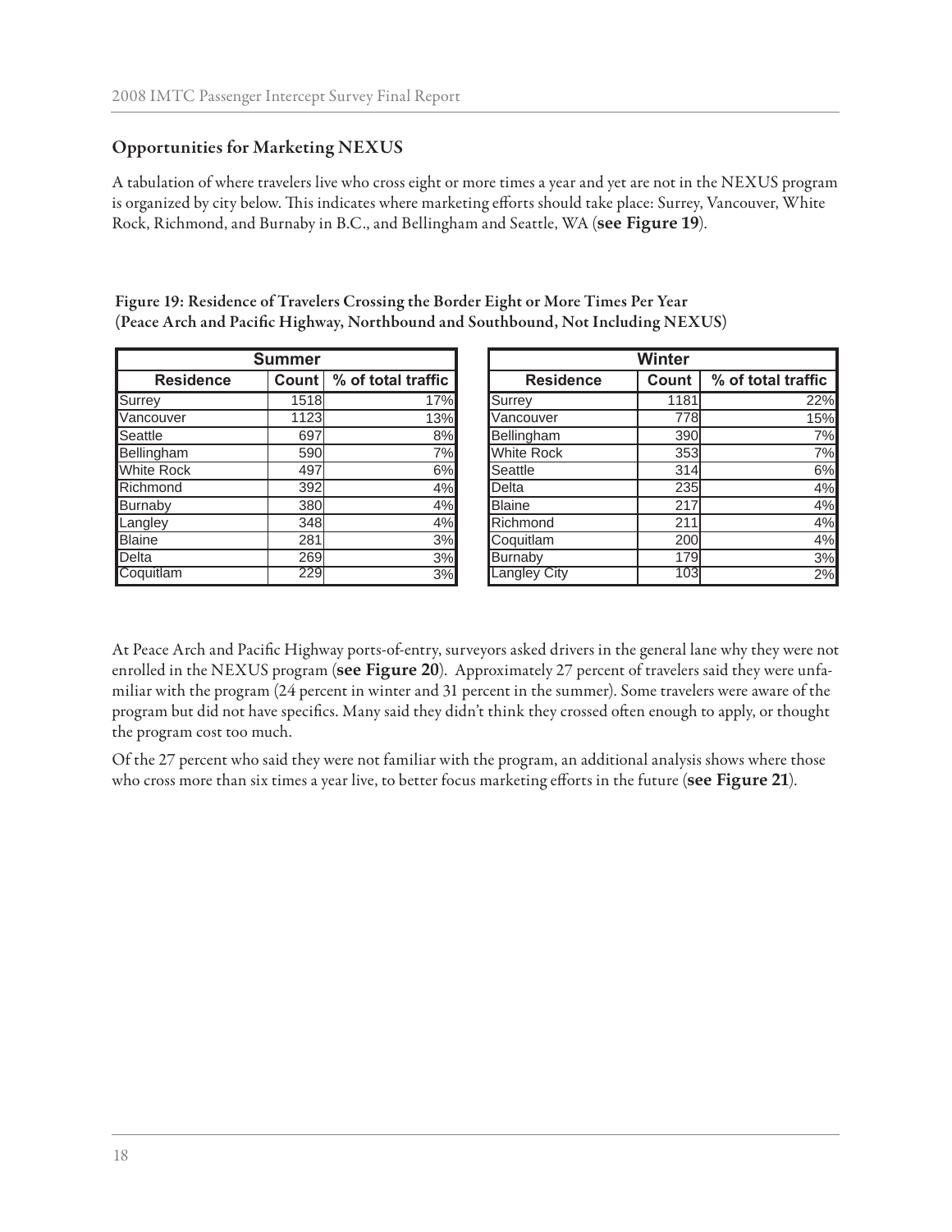## Opportunities for Marketing NEXUS

A tabulation of where travelers live who cross eight or more times a year and yet are not in the NEXUS program is organized by city below. This indicates where marketing efforts should take place: Surrey, Vancouver, White Rock, Richmond, and Burnaby in B.C., and Bellingham and Seattle, WA (**see Figure 19**).

**Figure 19: Residence of Travelers Crossing the Border Eight or More Times Per Year (Peace Arch and Pacific Highway, Northbound and Southbound, Not Including NEXUS)**

| Summer | | |
|---|---|---|
| **Residence** | **Count** | **% of total traffic** |
| Surrey | 1518 | 17% |
| Vancouver | 1123 | 13% |
| Seattle | 697 | 8% |
| Bellingham | 590 | 7% |
| White Rock | 497 | 6% |
| Richmond | 392 | 4% |
| Burnaby | 380 | 4% |
| Langley | 348 | 4% |
| Blaine | 281 | 3% |
| Delta | 269 | 3% |
| Coquitlam | 229 | 3% |

| Winter | | |
|---|---|---|
| **Residence** | **Count** | **% of total traffic** |
| Surrey | 1181 | 22% |
| Vancouver | 778 | 15% |
| Bellingham | 390 | 7% |
| White Rock | 353 | 7% |
| Seattle | 314 | 6% |
| Delta | 235 | 4% |
| Blaine | 217 | 4% |
| Richmond | 211 | 4% |
| Coquitlam | 200 | 4% |
| Burnaby | 179 | 3% |
| Langley City | 103 | 2% |

At Peace Arch and Pacific Highway ports-of-entry, surveyors asked drivers in the general lane why they were not enrolled in the NEXUS program (**see Figure 20**). Approximately 27 percent of travelers said they were unfamiliar with the program (24 percent in winter and 31 percent in the summer). Some travelers were aware of the program but did not have specifics. Many said they didn't think they crossed often enough to apply, or thought the program cost too much.

Of the 27 percent who said they were not familiar with the program, an additional analysis shows where those who cross more than six times a year live, to better focus marketing efforts in the future (**see Figure 21**).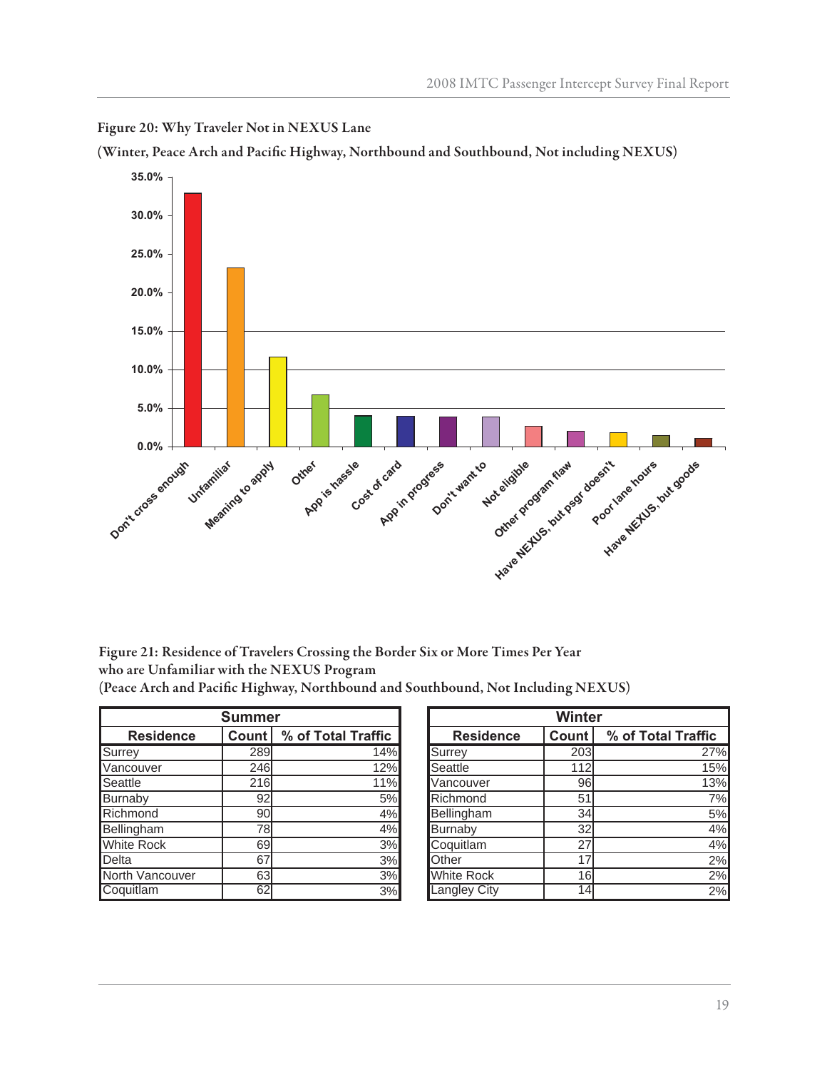Figure 20: Why Traveler Not in NEXUS Lane

(Winter, Peace Arch and Pacific Highway, Northbound and Southbound, Not including NEXUS)

Figure 21: Residence of Travelers Crossing the Border Six or More Times Per Year who are Unfamiliar with the NEXUS Program
(Peace Arch and Pacific Highway, Northbound and Southbound, Not Including NEXUS)

| Summer | | |
|---|---|---|
| Residence | Count | % of Total Traffic |
| Surrey | 289 | 14% |
| Vancouver | 246 | 12% |
| Seattle | 216 | 11% |
| Burnaby | 92 | 5% |
| Richmond | 90 | 4% |
| Bellingham | 78 | 4% |
| White Rock | 69 | 3% |
| Delta | 67 | 3% |
| North Vancouver | 63 | 3% |
| Coquitlam | 62 | 3% |

| Winter | | |
|---|---|---|
| Residence | Count | % of Total Traffic |
| Surrey | 203 | 27% |
| Seattle | 112 | 15% |
| Vancouver | 96 | 13% |
| Richmond | 51 | 7% |
| Bellingham | 34 | 5% |
| Burnaby | 32 | 4% |
| Coquitlam | 27 | 4% |
| Other | 17 | 2% |
| White Rock | 16 | 2% |
| Langley City | 14 | 2% |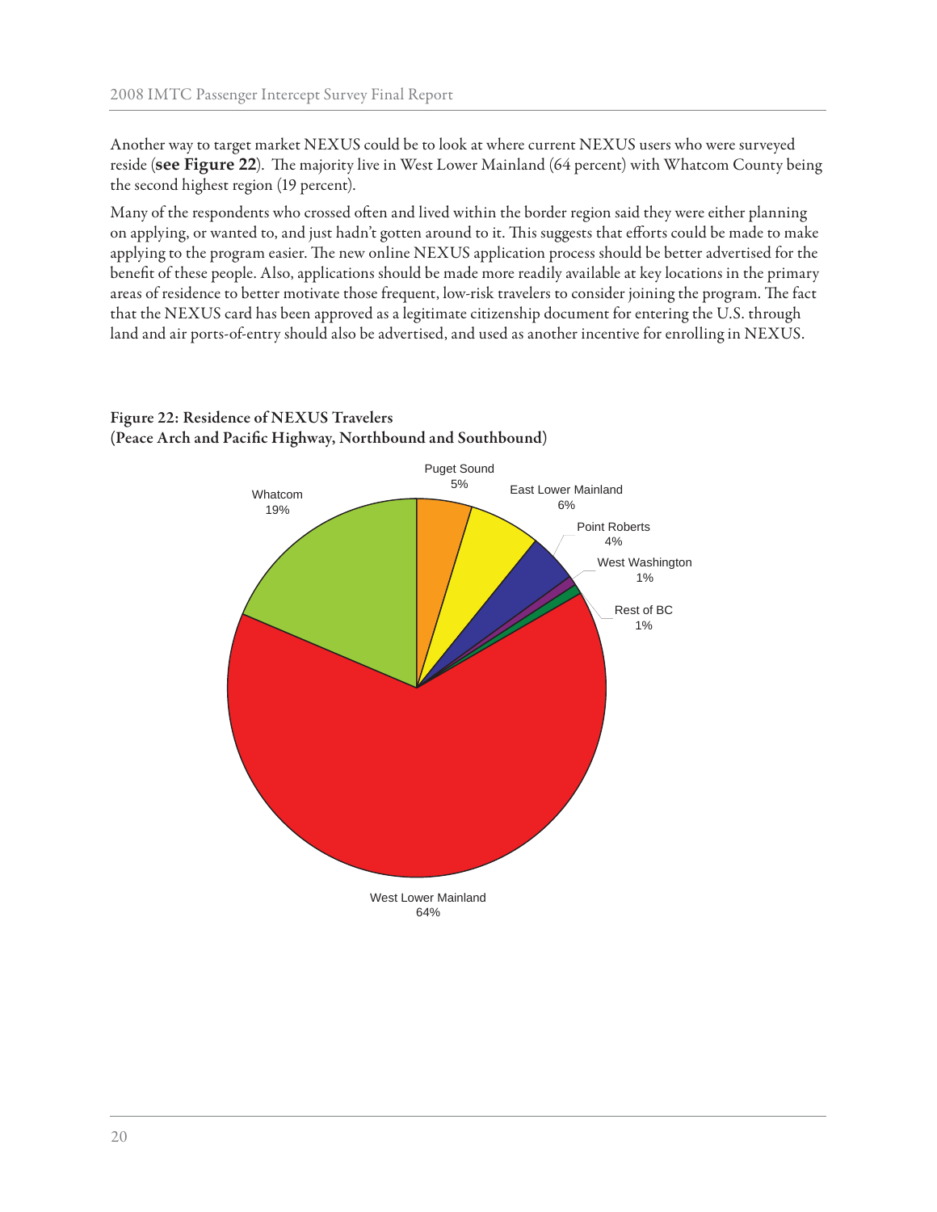Another way to target market NEXUS could be to look at where current NEXUS users who were surveyed reside (**see Figure 22**). The majority live in West Lower Mainland (64 percent) with Whatcom County being the second highest region (19 percent).

Many of the respondents who crossed often and lived within the border region said they were either planning on applying, or wanted to, and just hadn't gotten around to it. This suggests that efforts could be made to make applying to the program easier. The new online NEXUS application process should be better advertised for the benefit of these people. Also, applications should be made more readily available at key locations in the primary areas of residence to better motivate those frequent, low-risk travelers to consider joining the program. The fact that the NEXUS card has been approved as a legitimate citizenship document for entering the U.S. through land and air ports-of-entry should also be advertised, and used as another incentive for enrolling in NEXUS.

**Figure 22: Residence of NEXUS Travelers (Peace Arch and Pacific Highway, Northbound and Southbound)**

| Region | Percent |
| --- | --- |
| Puget Sound | 5% |
| East Lower Mainland | 6% |
| Point Roberts | 4% |
| West Washington | 1% |
| Rest of BC | 1% |
| West Lower Mainland | 64% |
| Whatcom | 19% |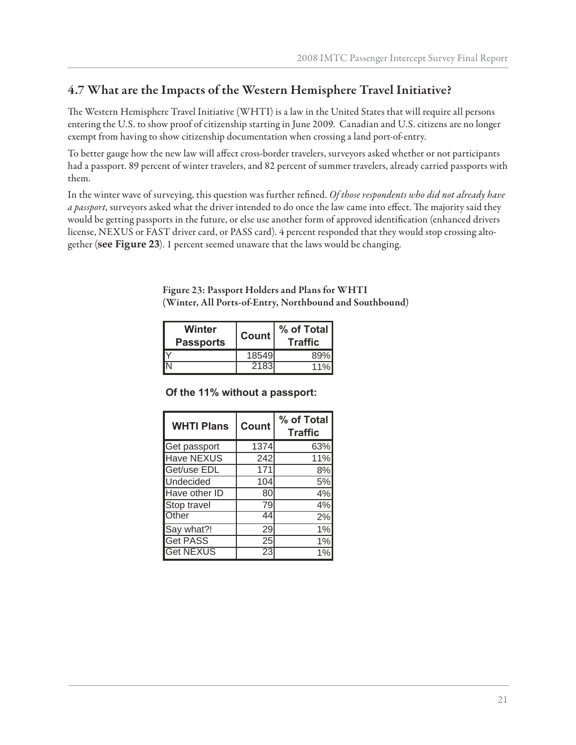## 4.7 What are the Impacts of the Western Hemisphere Travel Initiative?

The Western Hemisphere Travel Initiative (WHTI) is a law in the United States that will require all persons entering the U.S. to show proof of citizenship starting in June 2009. Canadian and U.S. citizens are no longer exempt from having to show citizenship documentation when crossing a land port-of-entry.

To better gauge how the new law will affect cross-border travelers, surveyors asked whether or not participants had a passport. 89 percent of winter travelers, and 82 percent of summer travelers, already carried passports with them.

In the winter wave of surveying, this question was further refined. *Of those respondents who did not already have a passport*, surveyors asked what the driver intended to do once the law came into effect. The majority said they would be getting passports in the future, or else use another form of approved identification (enhanced drivers license, NEXUS or FAST driver card, or PASS card). 4 percent responded that they would stop crossing altogether (**see Figure 23**). 1 percent seemed unaware that the laws would be changing.

Figure 23: Passport Holders and Plans for WHTI (Winter, All Ports-of-Entry, Northbound and Southbound)

| Winter Passports | Count | % of Total Traffic |
|---|---|---|
| Y | 18549 | 89% |
| N | 2183 | 11% |

**Of the 11% without a passport:**

| WHTI Plans | Count | % of Total Traffic |
|---|---|---|
| Get passport | 1374 | 63% |
| Have NEXUS | 242 | 11% |
| Get/use EDL | 171 | 8% |
| Undecided | 104 | 5% |
| Have other ID | 80 | 4% |
| Stop travel | 79 | 4% |
| Other | 44 | 2% |
| Say what?! | 29 | 1% |
| Get PASS | 25 | 1% |
| Get NEXUS | 23 | 1% |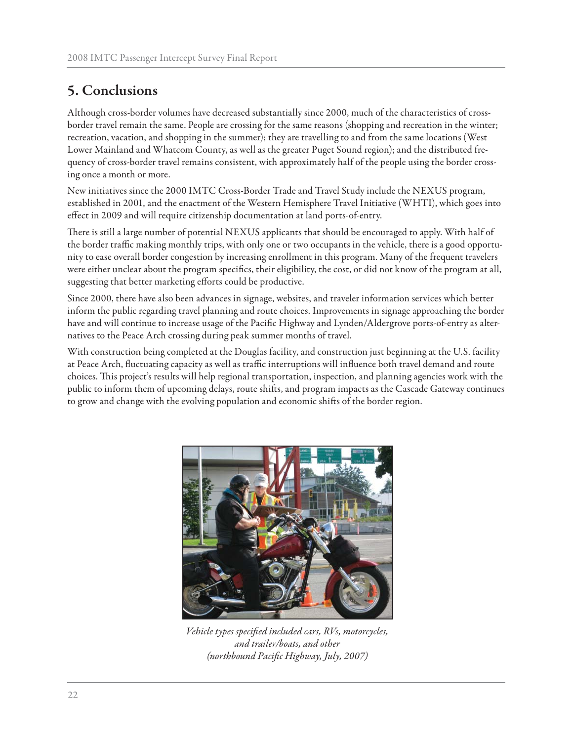# 5. Conclusions

Although cross-border volumes have decreased substantially since 2000, much of the characteristics of cross-border travel remain the same. People are crossing for the same reasons (shopping and recreation in the winter; recreation, vacation, and shopping in the summer); they are travelling to and from the same locations (West Lower Mainland and Whatcom County, as well as the greater Puget Sound region); and the distributed frequency of cross-border travel remains consistent, with approximately half of the people using the border crossing once a month or more.

New initiatives since the 2000 IMTC Cross-Border Trade and Travel Study include the NEXUS program, established in 2001, and the enactment of the Western Hemisphere Travel Initiative (WHTI), which goes into effect in 2009 and will require citizenship documentation at land ports-of-entry.

There is still a large number of potential NEXUS applicants that should be encouraged to apply. With half of the border traffic making monthly trips, with only one or two occupants in the vehicle, there is a good opportunity to ease overall border congestion by increasing enrollment in this program. Many of the frequent travelers were either unclear about the program specifics, their eligibility, the cost, or did not know of the program at all, suggesting that better marketing efforts could be productive.

Since 2000, there have also been advances in signage, websites, and traveler information services which better inform the public regarding travel planning and route choices. Improvements in signage approaching the border have and will continue to increase usage of the Pacific Highway and Lynden/Aldergrove ports-of-entry as alternatives to the Peace Arch crossing during peak summer months of travel.

With construction being completed at the Douglas facility, and construction just beginning at the U.S. facility at Peace Arch, fluctuating capacity as well as traffic interruptions will influence both travel demand and route choices. This project's results will help regional transportation, inspection, and planning agencies work with the public to inform them of upcoming delays, route shifts, and program impacts as the Cascade Gateway continues to grow and change with the evolving population and economic shifts of the border region.

*Vehicle types specified included cars, RVs, motorcycles, and trailer/boats, and other (northbound Pacific Highway, July, 2007)*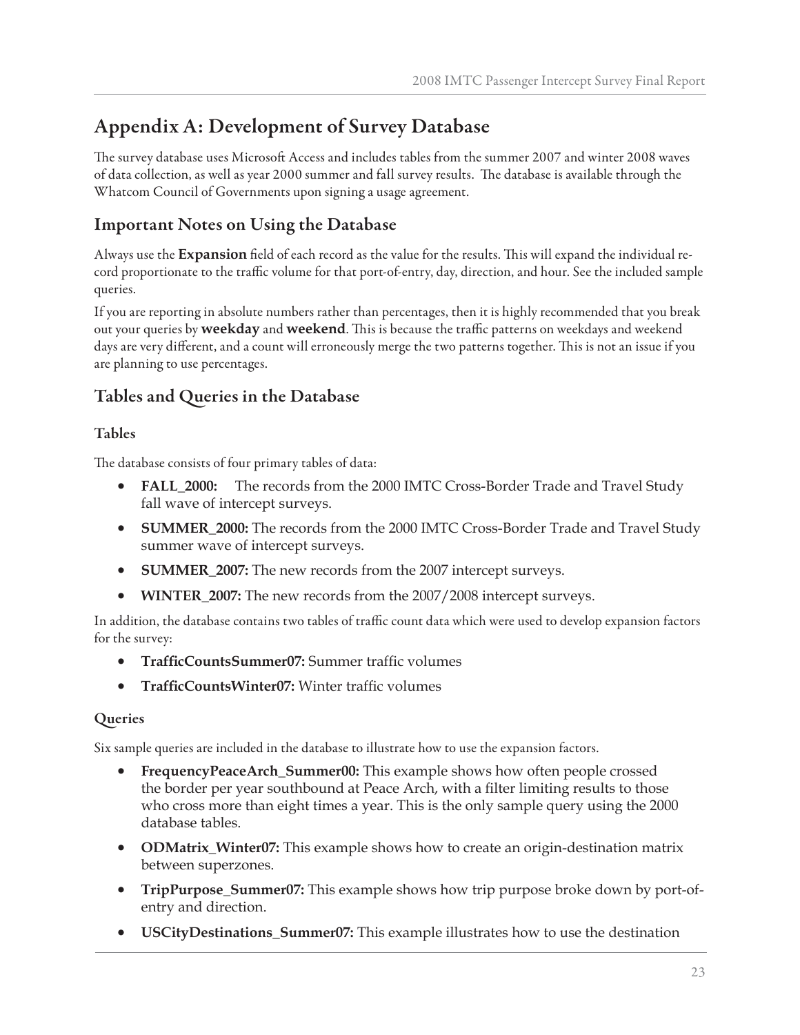# Appendix A: Development of Survey Database

The survey database uses Microsoft Access and includes tables from the summer 2007 and winter 2008 waves of data collection, as well as year 2000 summer and fall survey results. The database is available through the Whatcom Council of Governments upon signing a usage agreement.

## Important Notes on Using the Database

Always use the **Expansion** field of each record as the value for the results. This will expand the individual record proportionate to the traffic volume for that port-of-entry, day, direction, and hour. See the included sample queries.

If you are reporting in absolute numbers rather than percentages, then it is highly recommended that you break out your queries by **weekday** and **weekend**. This is because the traffic patterns on weekdays and weekend days are very different, and a count will erroneously merge the two patterns together. This is not an issue if you are planning to use percentages.

## Tables and Queries in the Database

### Tables

The database consists of four primary tables of data:

- **FALL_2000:** The records from the 2000 IMTC Cross-Border Trade and Travel Study fall wave of intercept surveys.
- **SUMMER_2000:** The records from the 2000 IMTC Cross-Border Trade and Travel Study summer wave of intercept surveys.
- **SUMMER_2007:** The new records from the 2007 intercept surveys.
- **WINTER_2007:** The new records from the 2007/2008 intercept surveys.

In addition, the database contains two tables of traffic count data which were used to develop expansion factors for the survey:

- **TrafficCountsSummer07:** Summer traffic volumes
- **TrafficCountsWinter07:** Winter traffic volumes

### Queries

Six sample queries are included in the database to illustrate how to use the expansion factors.

- **FrequencyPeaceArch_Summer00:** This example shows how often people crossed the border per year southbound at Peace Arch, with a filter limiting results to those who cross more than eight times a year. This is the only sample query using the 2000 database tables.
- **ODMatrix_Winter07:** This example shows how to create an origin-destination matrix between superzones.
- **TripPurpose_Summer07:** This example shows how trip purpose broke down by port-of-entry and direction.
- **USCityDestinations_Summer07:** This example illustrates how to use the destination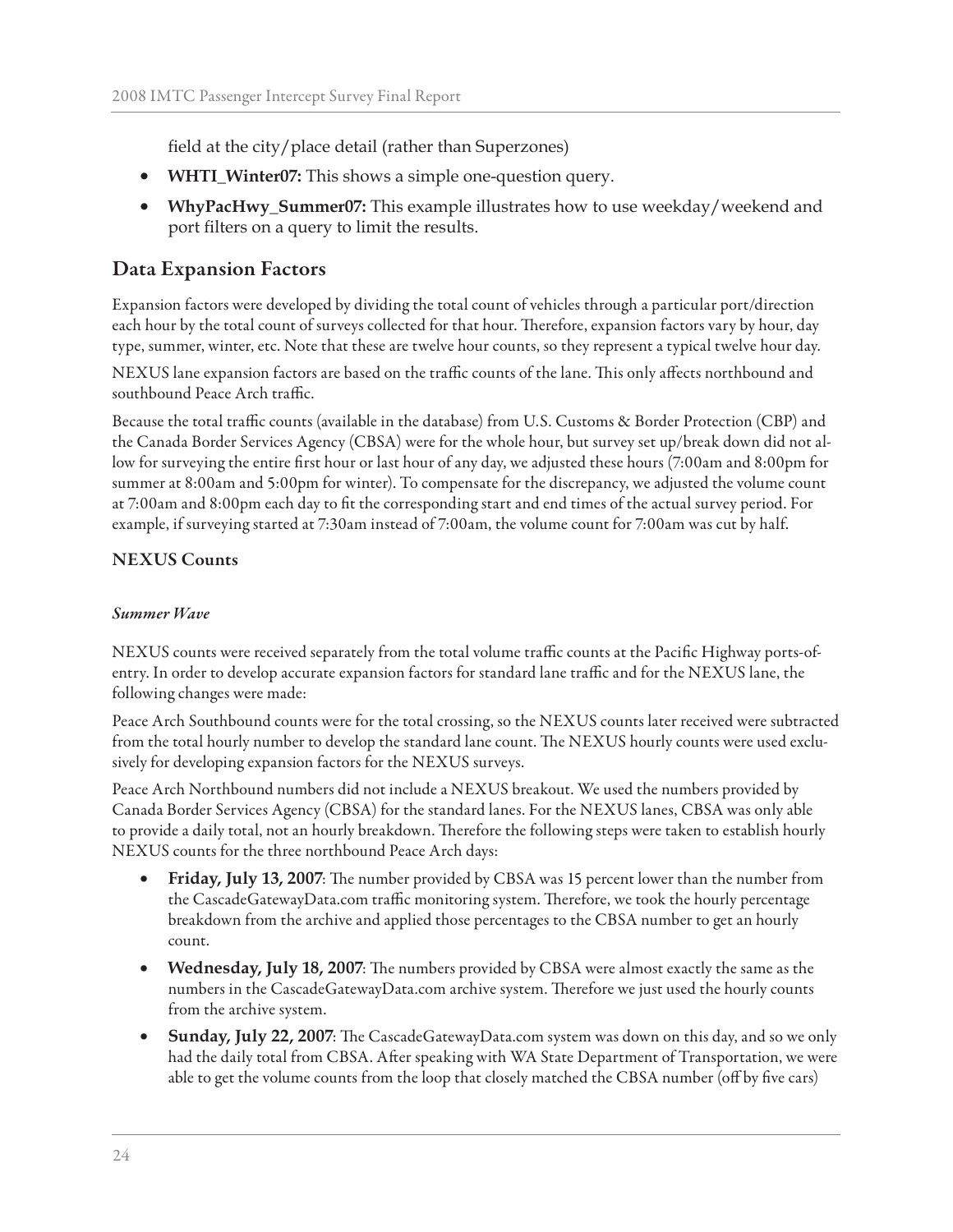field at the city/place detail (rather than Superzones)

- **WHTI_Winter07:** This shows a simple one-question query.
- **WhyPacHwy_Summer07:** This example illustrates how to use weekday/weekend and port filters on a query to limit the results.

## Data Expansion Factors

Expansion factors were developed by dividing the total count of vehicles through a particular port/direction each hour by the total count of surveys collected for that hour. Therefore, expansion factors vary by hour, day type, summer, winter, etc. Note that these are twelve hour counts, so they represent a typical twelve hour day.

NEXUS lane expansion factors are based on the traffic counts of the lane. This only affects northbound and southbound Peace Arch traffic.

Because the total traffic counts (available in the database) from U.S. Customs & Border Protection (CBP) and the Canada Border Services Agency (CBSA) were for the whole hour, but survey set up/break down did not allow for surveying the entire first hour or last hour of any day, we adjusted these hours (7:00am and 8:00pm for summer at 8:00am and 5:00pm for winter). To compensate for the discrepancy, we adjusted the volume count at 7:00am and 8:00pm each day to fit the corresponding start and end times of the actual survey period. For example, if surveying started at 7:30am instead of 7:00am, the volume count for 7:00am was cut by half.

### NEXUS Counts

#### *Summer Wave*

NEXUS counts were received separately from the total volume traffic counts at the Pacific Highway ports-of-entry. In order to develop accurate expansion factors for standard lane traffic and for the NEXUS lane, the following changes were made:

Peace Arch Southbound counts were for the total crossing, so the NEXUS counts later received were subtracted from the total hourly number to develop the standard lane count. The NEXUS hourly counts were used exclusively for developing expansion factors for the NEXUS surveys.

Peace Arch Northbound numbers did not include a NEXUS breakout. We used the numbers provided by Canada Border Services Agency (CBSA) for the standard lanes. For the NEXUS lanes, CBSA was only able to provide a daily total, not an hourly breakdown. Therefore the following steps were taken to establish hourly NEXUS counts for the three northbound Peace Arch days:

- **Friday, July 13, 2007**: The number provided by CBSA was 15 percent lower than the number from the CascadeGatewayData.com traffic monitoring system. Therefore, we took the hourly percentage breakdown from the archive and applied those percentages to the CBSA number to get an hourly count.
- **Wednesday, July 18, 2007**: The numbers provided by CBSA were almost exactly the same as the numbers in the CascadeGatewayData.com archive system. Therefore we just used the hourly counts from the archive system.
- **Sunday, July 22, 2007**: The CascadeGatewayData.com system was down on this day, and so we only had the daily total from CBSA. After speaking with WA State Department of Transportation, we were able to get the volume counts from the loop that closely matched the CBSA number (off by five cars)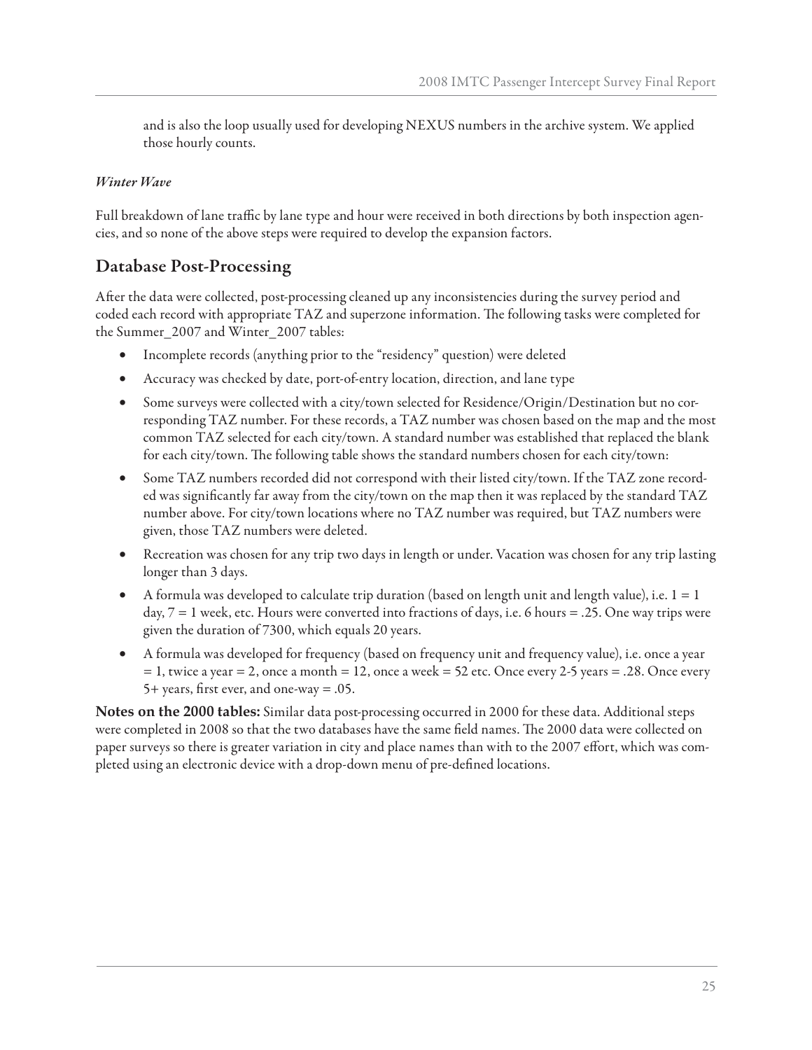and is also the loop usually used for developing NEXUS numbers in the archive system. We applied those hourly counts.

*Winter Wave*

Full breakdown of lane traffic by lane type and hour were received in both directions by both inspection agencies, and so none of the above steps were required to develop the expansion factors.

## Database Post-Processing

After the data were collected, post-processing cleaned up any inconsistencies during the survey period and coded each record with appropriate TAZ and superzone information. The following tasks were completed for the Summer_2007 and Winter_2007 tables:

- Incomplete records (anything prior to the "residency" question) were deleted
- Accuracy was checked by date, port-of-entry location, direction, and lane type
- Some surveys were collected with a city/town selected for Residence/Origin/Destination but no corresponding TAZ number. For these records, a TAZ number was chosen based on the map and the most common TAZ selected for each city/town. A standard number was established that replaced the blank for each city/town. The following table shows the standard numbers chosen for each city/town:
- Some TAZ numbers recorded did not correspond with their listed city/town. If the TAZ zone recorded was significantly far away from the city/town on the map then it was replaced by the standard TAZ number above. For city/town locations where no TAZ number was required, but TAZ numbers were given, those TAZ numbers were deleted.
- Recreation was chosen for any trip two days in length or under. Vacation was chosen for any trip lasting longer than 3 days.
- A formula was developed to calculate trip duration (based on length unit and length value), i.e. 1 = 1 day, 7 = 1 week, etc. Hours were converted into fractions of days, i.e. 6 hours = .25. One way trips were given the duration of 7300, which equals 20 years.
- A formula was developed for frequency (based on frequency unit and frequency value), i.e. once a year = 1, twice a year = 2, once a month = 12, once a week = 52 etc. Once every 2-5 years = .28. Once every 5+ years, first ever, and one-way = .05.

**Notes on the 2000 tables:** Similar data post-processing occurred in 2000 for these data. Additional steps were completed in 2008 so that the two databases have the same field names. The 2000 data were collected on paper surveys so there is greater variation in city and place names than with to the 2007 effort, which was completed using an electronic device with a drop-down menu of pre-defined locations.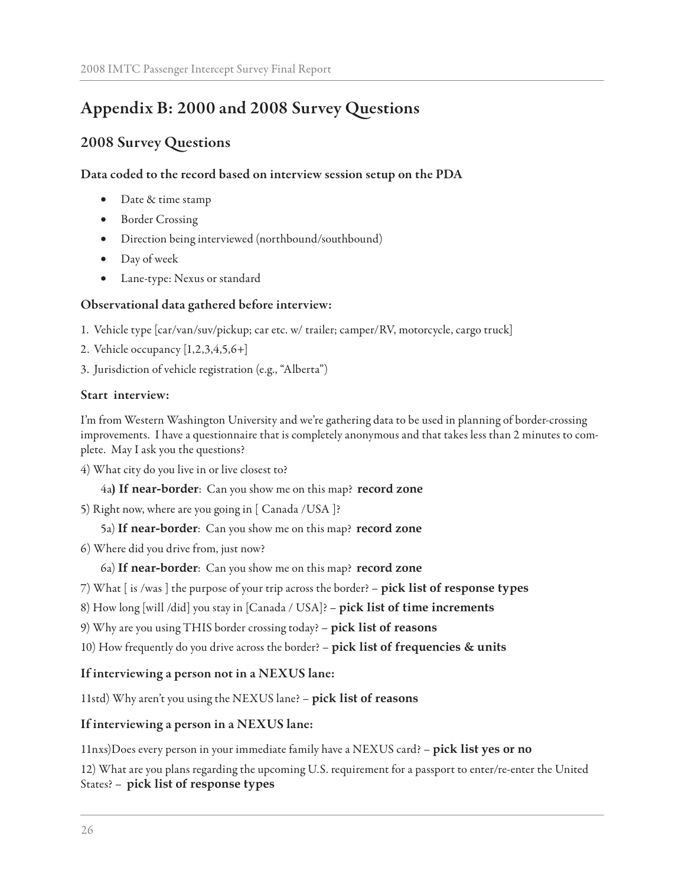# Appendix B: 2000 and 2008 Survey Questions

## 2008 Survey Questions

### Data coded to the record based on interview session setup on the PDA

- Date & time stamp
- Border Crossing
- Direction being interviewed (northbound/southbound)
- Day of week
- Lane-type: Nexus or standard

### Observational data gathered before interview:

1. Vehicle type [car/van/suv/pickup; car etc. w/ trailer; camper/RV, motorcycle, cargo truck]
2. Vehicle occupancy [1,2,3,4,5,6+]
3. Jurisdiction of vehicle registration (e.g., "Alberta")

### Start interview:

I'm from Western Washington University and we're gathering data to be used in planning of border-crossing improvements. I have a questionnaire that is completely anonymous and that takes less than 2 minutes to complete. May I ask you the questions?

4) What city do you live in or live closest to?

  4a**) If near-border**: Can you show me on this map? **record zone**

5) Right now, where are you going in [ Canada /USA ]?

  5a) **If near-border**: Can you show me on this map? **record zone**

6) Where did you drive from, just now?

  6a) **If near-border**: Can you show me on this map? **record zone**

7) What [ is /was ] the purpose of your trip across the border? – **pick list of response types**

8) How long [will /did] you stay in [Canada / USA]? – **pick list of time increments**

9) Why are you using THIS border crossing today? – **pick list of reasons**

10) How frequently do you drive across the border? – **pick list of frequencies & units**

### If interviewing a person not in a NEXUS lane:

11std) Why aren't you using the NEXUS lane? – **pick list of reasons**

### If interviewing a person in a NEXUS lane:

11nxs)Does every person in your immediate family have a NEXUS card? – **pick list yes or no**

12) What are you plans regarding the upcoming U.S. requirement for a passport to enter/re-enter the United States? – **pick list of response types**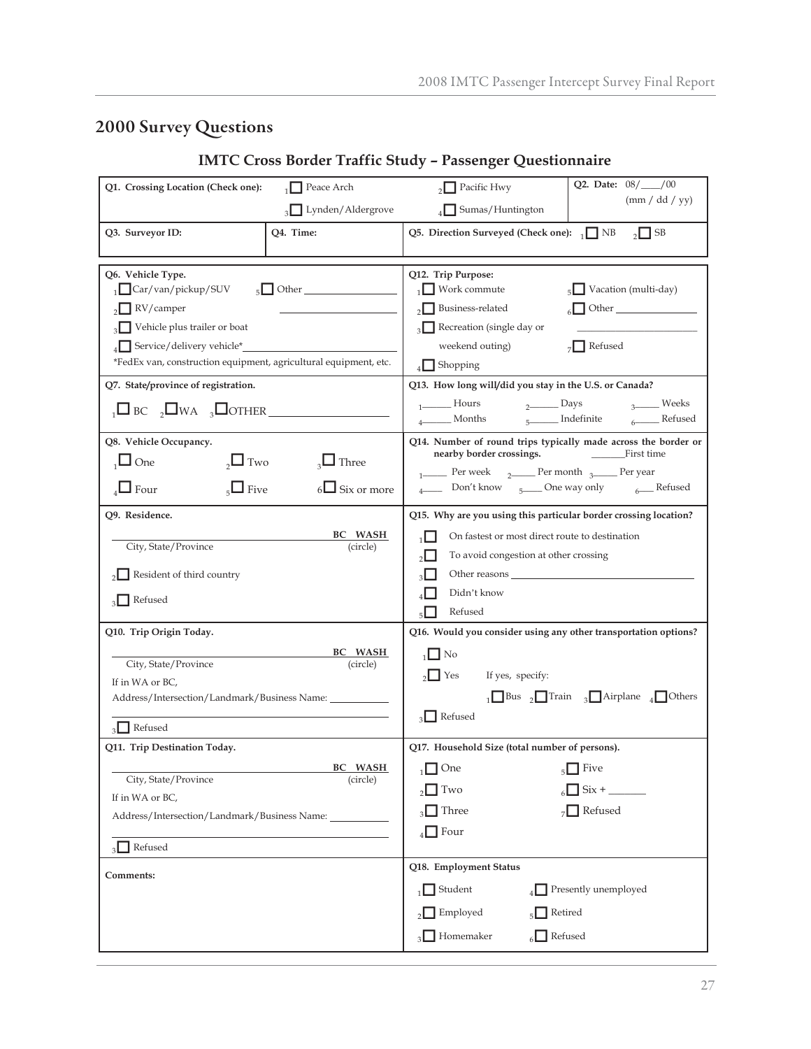## 2000 Survey Questions

### IMTC Cross Border Traffic Study – Passenger Questionnaire

**Q1. Crossing Location (Check one):** 1 ☐ Peace Arch  2 ☐ Pacific Hwy  3 ☐ Lynden/Aldergrove  4 ☐ Sumas/Huntington

**Q2. Date:** 08/____/00 (mm / dd / yy)

**Q3. Surveyor ID:**

**Q4. Time:**

**Q5. Direction Surveyed (Check one):** 1 ☐ NB  2 ☐ SB

**Q6. Vehicle Type.**
- 1 ☐ Car/van/pickup/SUV
- 2 ☐ RV/camper
- 3 ☐ Vehicle plus trailer or boat
- 4 ☐ Service/delivery vehicle* ____________
- 5 ☐ Other ____________

*FedEx van, construction equipment, agricultural equipment, etc.

**Q7. State/province of registration.**
1 ☐ BC  2 ☐ WA  3 ☐ OTHER ____________

**Q8. Vehicle Occupancy.**
1 ☐ One  2 ☐ Two  3 ☐ Three  4 ☐ Four  5 ☐ Five  6 ☐ Six or more

**Q9. Residence.**
____________ BC WASH
City, State/Province (circle)
- 2 ☐ Resident of third country
- 3 ☐ Refused

**Q10. Trip Origin Today.**
____________ BC WASH
City, State/Province (circle)
If in WA or BC,
Address/Intersection/Landmark/Business Name: ____________
- 3 ☐ Refused

**Q11. Trip Destination Today.**
____________ BC WASH
City, State/Province (circle)
If in WA or BC,
Address/Intersection/Landmark/Business Name: ____________
- 3 ☐ Refused

**Comments:**

**Q12. Trip Purpose:**
- 1 ☐ Work commute
- 2 ☐ Business-related
- 3 ☐ Recreation (single day or weekend outing)
- 4 ☐ Shopping
- 5 ☐ Vacation (multi-day)
- 6 ☐ Other ____________
- 7 ☐ Refused

**Q13. How long will/did you stay in the U.S. or Canada?**
1____ Hours  2____ Days  3____ Weeks  4____ Months  5____ Indefinite  6____ Refused

**Q14. Number of round trips typically made across the border or nearby border crossings.** ____First time
1____ Per week  2____ Per month  3____ Per year  4____ Don't know  5____ One way only  6____ Refused

**Q15. Why are you using this particular border crossing location?**
- 1 ☐ On fastest or most direct route to destination
- 2 ☐ To avoid congestion at other crossing
- 3 ☐ Other reasons ____________
- 4 ☐ Didn't know
- 5 ☐ Refused

**Q16. Would you consider using any other transportation options?**
- 1 ☐ No
- 2 ☐ Yes  If yes, specify: 1 ☐ Bus  2 ☐ Train  3 ☐ Airplane  4 ☐ Others
- 3 ☐ Refused

**Q17. Household Size (total number of persons).**
1 ☐ One  2 ☐ Two  3 ☐ Three  4 ☐ Four  5 ☐ Five  6 ☐ Six + ______  7 ☐ Refused

**Q18. Employment Status**
1 ☐ Student  2 ☐ Employed  3 ☐ Homemaker  4 ☐ Presently unemployed  5 ☐ Retired  6 ☐ Refused